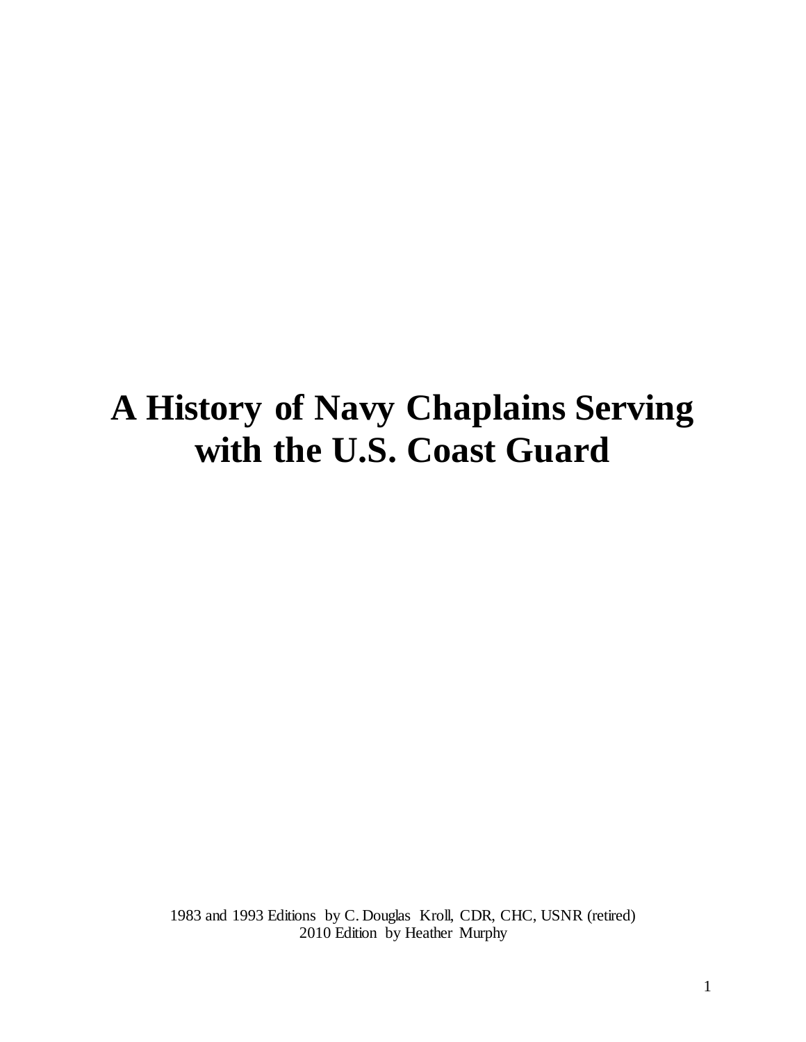# A History of Navy Chaplains Serving with the U.S. Coast Guard

1983 and 1993 Editions by C. Douglas Kroll, CDR, CHC, USNR (retired)
2010 Edition by Heather Murphy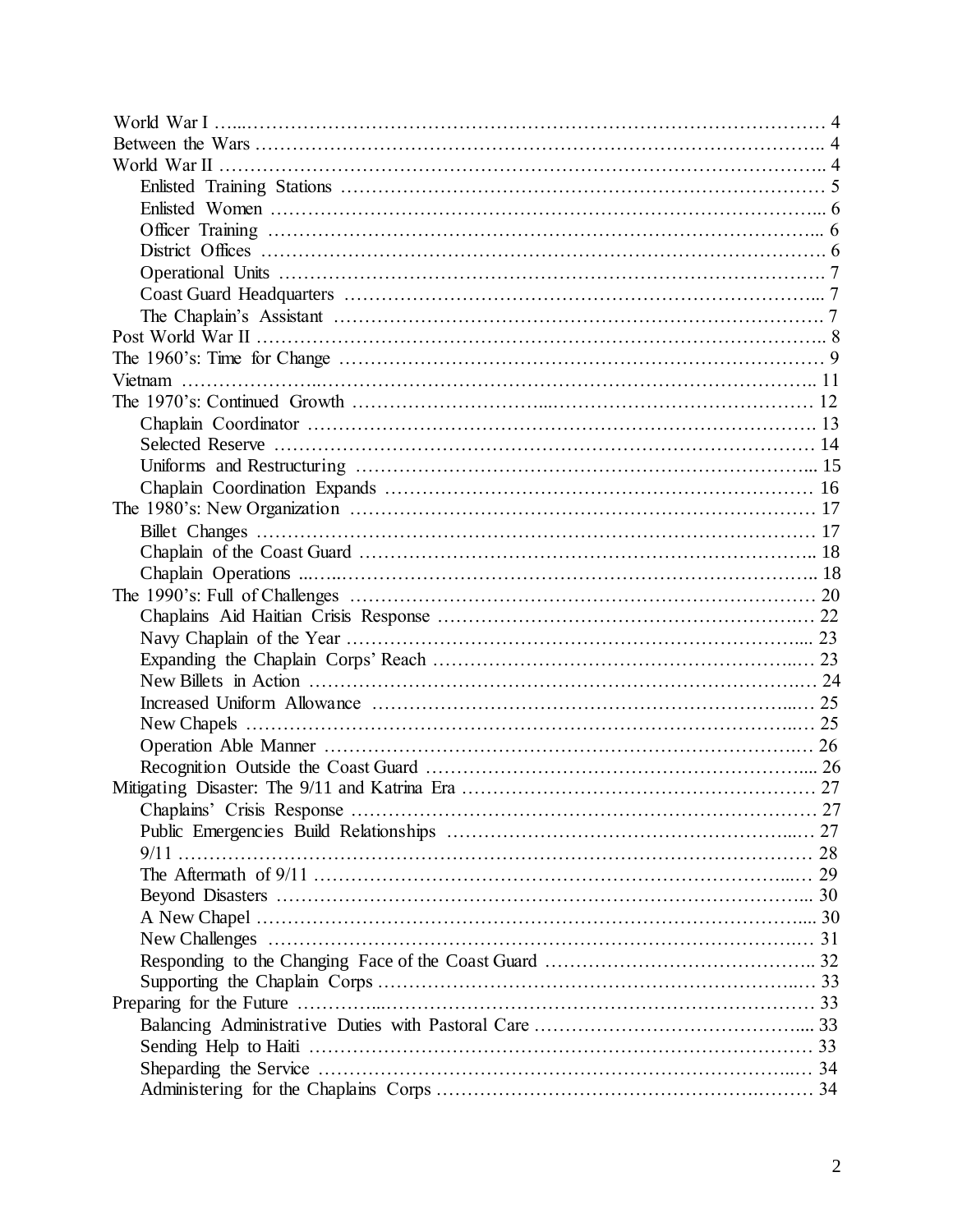World War I …………………………………………………………………………………… 4
Between the Wars ……………………………………………………………………………….. 4
World War II ……………………………………………………………………………………….. 4
    Enlisted Training Stations ……………………………………………………………………. 5
    Enlisted Women …………………………………………………………………………... 6
    Officer Training …………………………………………………………………………... 6
    District Offices ……………………………………………………………………………. 6
    Operational Units …………………………………………………………………………. 7
    Coast Guard Headquarters ……………………………………………………………... 7
    The Chaplain's Assistant ……………………………………………………………………. 7
Post World War II ……………………………………………………………………………….. 8
The 1960's: Time for Change ……………………………………………………………………. 9
Vietnam …………………………………………………………………………………….. 11
The 1970's: Continued Growth ………………………………………………………………… 12
    Chaplain Coordinator ………………………………………………………………………. 13
    Selected Reserve ………………………………………………………………………… 14
    Uniforms and Restructuring ………………………………………………………………... 15
    Chaplain Coordination Expands …………………………………………………………… 16
The 1980's: New Organization ………………………………………………………………… 17
    Billet Changes ……………………………………………………………………………… 17
    Chaplain of the Coast Guard ……………………………………………………………….. 18
    Chaplain Operations ………………………………………………………………………….. 18
The 1990's: Full of Challenges ………………………………………………………………… 20
    Chaplains Aid Haitian Crisis Response ……………………………………………………… 22
    Navy Chaplain of the Year ……………………………………………………………….... 23
    Expanding the Chaplain Corps' Reach …………………………………………………...… 23
    New Billets in Action ………………………………………………………………………… 24
    Increased Uniform Allowance ……………………………………………………………...… 25
    New Chapels ………………………………………………………………………………… 25
    Operation Able Manner ……………………………………………………………………… 26
    Recognition Outside the Coast Guard ………………………………………………………... 26
Mitigating Disaster: The 9/11 and Katrina Era ………………………………………………… 27
    Chaplains' Crisis Response ………………………………………………………………… 27
    Public Emergencies Build Relationships ……………………………………………….…… 27
    9/11 ………………………………………………………………………………………… 28
    The Aftermath of 9/11 …………………………………………………………………...… 29
    Beyond Disasters ………………………………………………………………………….... 30
    A New Chapel ……………………………………………………………………………..... 30
    New Challenges ……………………………………………………………………….…… 31
    Responding to the Changing Face of the Coast Guard …………………………………….. 32
    Supporting the Chaplain Corps …………………………………………………………….… 33
Preparing for the Future ………………………………………………………………………… 33
    Balancing Administrative Duties with Pastoral Care …………………………………….... 33
    Sending Help to Haiti ……………………………………………………………………… 33
    Sheparding the Service ……………………………………………………………………… 34
    Administering for the Chaplains Corps ……………………………………………………… 34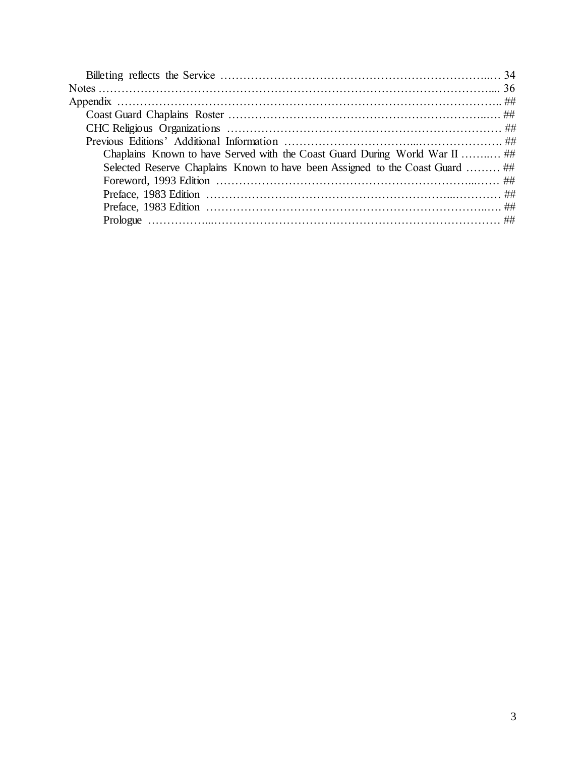Billeting reflects the Service ........................................................................ 34
Notes .................................................................................................... 36
Appendix ................................................................................................ ##
  Coast Guard Chaplains Roster ........................................................... ##
  CHC Religious Organizations ............................................................ ##
  Previous Editions' Additional Information .......................................... ##
    Chaplains Known to have Served with the Coast Guard During World War II ........ ##
    Selected Reserve Chaplains Known to have been Assigned to the Coast Guard ......... ##
    Foreword, 1993 Edition ........................................................... ##
    Preface, 1983 Edition ............................................................. ##
    Preface, 1983 Edition ............................................................. ##
    Prologue ................................................................................ ##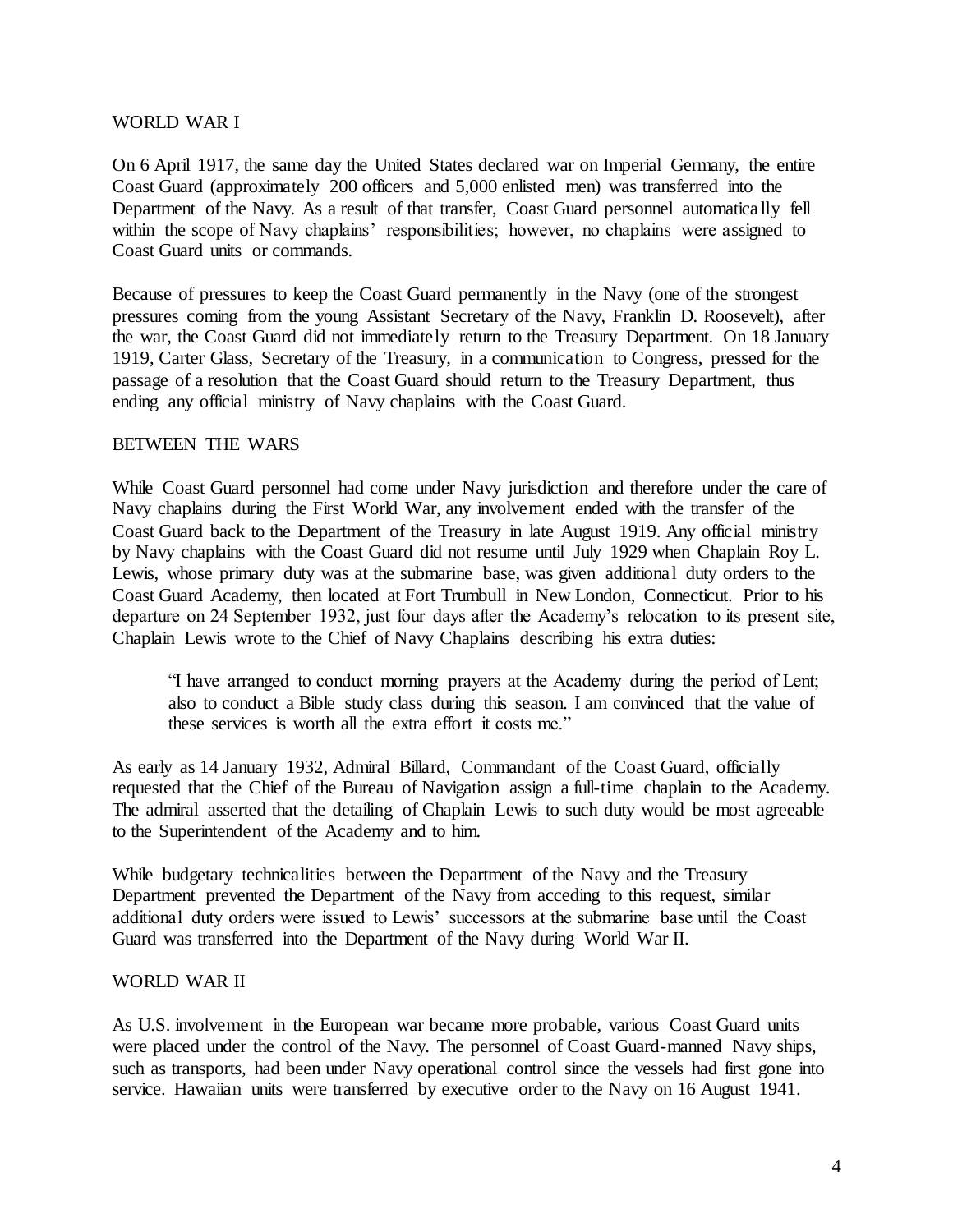## WORLD WAR I

On 6 April 1917, the same day the United States declared war on Imperial Germany, the entire Coast Guard (approximately 200 officers and 5,000 enlisted men) was transferred into the Department of the Navy. As a result of that transfer, Coast Guard personnel automatically fell within the scope of Navy chaplains' responsibilities; however, no chaplains were assigned to Coast Guard units or commands.

Because of pressures to keep the Coast Guard permanently in the Navy (one of the strongest pressures coming from the young Assistant Secretary of the Navy, Franklin D. Roosevelt), after the war, the Coast Guard did not immediately return to the Treasury Department. On 18 January 1919, Carter Glass, Secretary of the Treasury, in a communication to Congress, pressed for the passage of a resolution that the Coast Guard should return to the Treasury Department, thus ending any official ministry of Navy chaplains with the Coast Guard.

## BETWEEN THE WARS

While Coast Guard personnel had come under Navy jurisdiction and therefore under the care of Navy chaplains during the First World War, any involvement ended with the transfer of the Coast Guard back to the Department of the Treasury in late August 1919. Any official ministry by Navy chaplains with the Coast Guard did not resume until July 1929 when Chaplain Roy L. Lewis, whose primary duty was at the submarine base, was given additional duty orders to the Coast Guard Academy, then located at Fort Trumbull in New London, Connecticut. Prior to his departure on 24 September 1932, just four days after the Academy's relocation to its present site, Chaplain Lewis wrote to the Chief of Navy Chaplains describing his extra duties:

> "I have arranged to conduct morning prayers at the Academy during the period of Lent; also to conduct a Bible study class during this season. I am convinced that the value of these services is worth all the extra effort it costs me."

As early as 14 January 1932, Admiral Billard, Commandant of the Coast Guard, officially requested that the Chief of the Bureau of Navigation assign a full-time chaplain to the Academy. The admiral asserted that the detailing of Chaplain Lewis to such duty would be most agreeable to the Superintendent of the Academy and to him.

While budgetary technicalities between the Department of the Navy and the Treasury Department prevented the Department of the Navy from acceding to this request, similar additional duty orders were issued to Lewis' successors at the submarine base until the Coast Guard was transferred into the Department of the Navy during World War II.

## WORLD WAR II

As U.S. involvement in the European war became more probable, various Coast Guard units were placed under the control of the Navy. The personnel of Coast Guard-manned Navy ships, such as transports, had been under Navy operational control since the vessels had first gone into service. Hawaiian units were transferred by executive order to the Navy on 16 August 1941.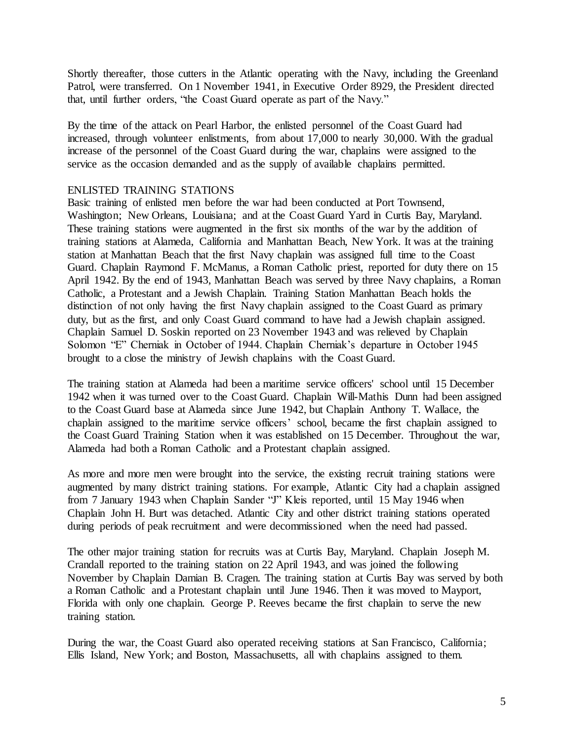Shortly thereafter, those cutters in the Atlantic operating with the Navy, including the Greenland Patrol, were transferred. On 1 November 1941, in Executive Order 8929, the President directed that, until further orders, "the Coast Guard operate as part of the Navy."

By the time of the attack on Pearl Harbor, the enlisted personnel of the Coast Guard had increased, through volunteer enlistments, from about 17,000 to nearly 30,000. With the gradual increase of the personnel of the Coast Guard during the war, chaplains were assigned to the service as the occasion demanded and as the supply of available chaplains permitted.

## ENLISTED TRAINING STATIONS

Basic training of enlisted men before the war had been conducted at Port Townsend, Washington; New Orleans, Louisiana; and at the Coast Guard Yard in Curtis Bay, Maryland. These training stations were augmented in the first six months of the war by the addition of training stations at Alameda, California and Manhattan Beach, New York. It was at the training station at Manhattan Beach that the first Navy chaplain was assigned full time to the Coast Guard. Chaplain Raymond F. McManus, a Roman Catholic priest, reported for duty there on 15 April 1942. By the end of 1943, Manhattan Beach was served by three Navy chaplains, a Roman Catholic, a Protestant and a Jewish Chaplain. Training Station Manhattan Beach holds the distinction of not only having the first Navy chaplain assigned to the Coast Guard as primary duty, but as the first, and only Coast Guard command to have had a Jewish chaplain assigned. Chaplain Samuel D. Soskin reported on 23 November 1943 and was relieved by Chaplain Solomon "E" Cherniak in October of 1944. Chaplain Cherniak's departure in October 1945 brought to a close the ministry of Jewish chaplains with the Coast Guard.

The training station at Alameda had been a maritime service officers' school until 15 December 1942 when it was turned over to the Coast Guard. Chaplain Will-Mathis Dunn had been assigned to the Coast Guard base at Alameda since June 1942, but Chaplain Anthony T. Wallace, the chaplain assigned to the maritime service officers' school, became the first chaplain assigned to the Coast Guard Training Station when it was established on 15 December. Throughout the war, Alameda had both a Roman Catholic and a Protestant chaplain assigned.

As more and more men were brought into the service, the existing recruit training stations were augmented by many district training stations. For example, Atlantic City had a chaplain assigned from 7 January 1943 when Chaplain Sander "J" Kleis reported, until 15 May 1946 when Chaplain John H. Burt was detached. Atlantic City and other district training stations operated during periods of peak recruitment and were decommissioned when the need had passed.

The other major training station for recruits was at Curtis Bay, Maryland. Chaplain Joseph M. Crandall reported to the training station on 22 April 1943, and was joined the following November by Chaplain Damian B. Cragen. The training station at Curtis Bay was served by both a Roman Catholic and a Protestant chaplain until June 1946. Then it was moved to Mayport, Florida with only one chaplain. George P. Reeves became the first chaplain to serve the new training station.

During the war, the Coast Guard also operated receiving stations at San Francisco, California; Ellis Island, New York; and Boston, Massachusetts, all with chaplains assigned to them.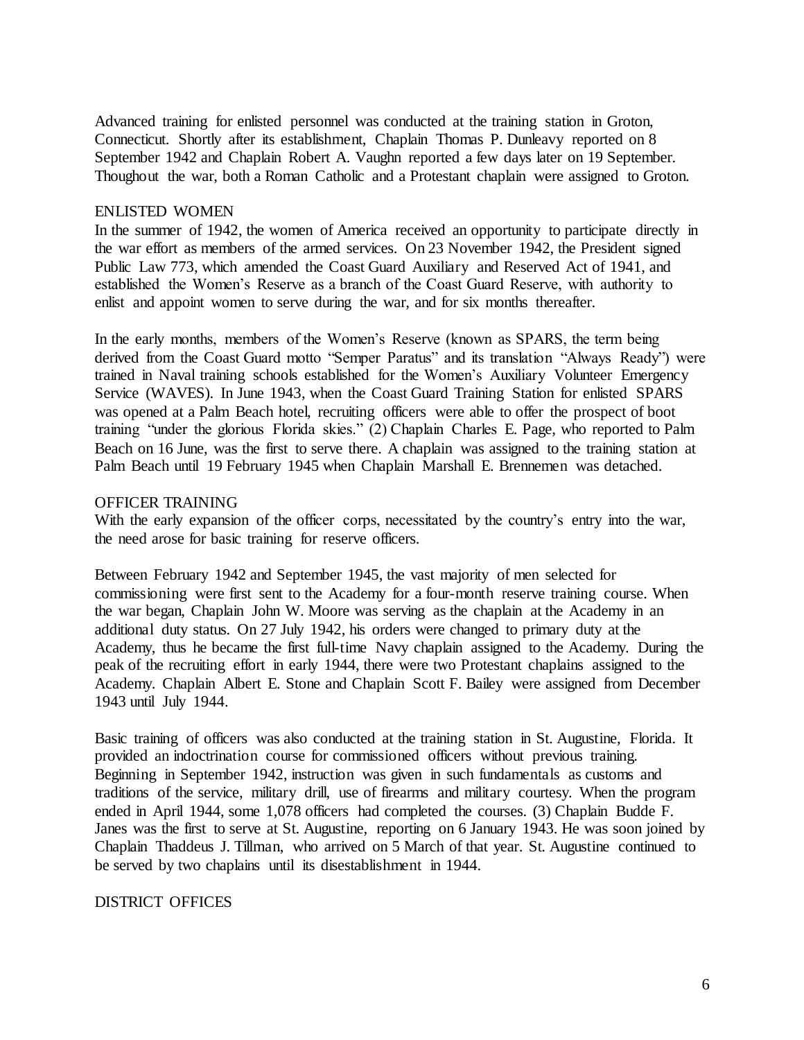Advanced training for enlisted personnel was conducted at the training station in Groton, Connecticut. Shortly after its establishment, Chaplain Thomas P. Dunleavy reported on 8 September 1942 and Chaplain Robert A. Vaughn reported a few days later on 19 September. Thoughout the war, both a Roman Catholic and a Protestant chaplain were assigned to Groton.

## ENLISTED WOMEN

In the summer of 1942, the women of America received an opportunity to participate directly in the war effort as members of the armed services. On 23 November 1942, the President signed Public Law 773, which amended the Coast Guard Auxiliary and Reserved Act of 1941, and established the Women's Reserve as a branch of the Coast Guard Reserve, with authority to enlist and appoint women to serve during the war, and for six months thereafter.

In the early months, members of the Women's Reserve (known as SPARS, the term being derived from the Coast Guard motto "Semper Paratus" and its translation "Always Ready") were trained in Naval training schools established for the Women's Auxiliary Volunteer Emergency Service (WAVES). In June 1943, when the Coast Guard Training Station for enlisted SPARS was opened at a Palm Beach hotel, recruiting officers were able to offer the prospect of boot training "under the glorious Florida skies." (2) Chaplain Charles E. Page, who reported to Palm Beach on 16 June, was the first to serve there. A chaplain was assigned to the training station at Palm Beach until 19 February 1945 when Chaplain Marshall E. Brennemen was detached.

## OFFICER TRAINING

With the early expansion of the officer corps, necessitated by the country's entry into the war, the need arose for basic training for reserve officers.

Between February 1942 and September 1945, the vast majority of men selected for commissioning were first sent to the Academy for a four-month reserve training course. When the war began, Chaplain John W. Moore was serving as the chaplain at the Academy in an additional duty status. On 27 July 1942, his orders were changed to primary duty at the Academy, thus he became the first full-time Navy chaplain assigned to the Academy. During the peak of the recruiting effort in early 1944, there were two Protestant chaplains assigned to the Academy. Chaplain Albert E. Stone and Chaplain Scott F. Bailey were assigned from December 1943 until July 1944.

Basic training of officers was also conducted at the training station in St. Augustine, Florida. It provided an indoctrination course for commissioned officers without previous training. Beginning in September 1942, instruction was given in such fundamentals as customs and traditions of the service, military drill, use of firearms and military courtesy. When the program ended in April 1944, some 1,078 officers had completed the courses. (3) Chaplain Budde F. Janes was the first to serve at St. Augustine, reporting on 6 January 1943. He was soon joined by Chaplain Thaddeus J. Tillman, who arrived on 5 March of that year. St. Augustine continued to be served by two chaplains until its disestablishment in 1944.

## DISTRICT OFFICES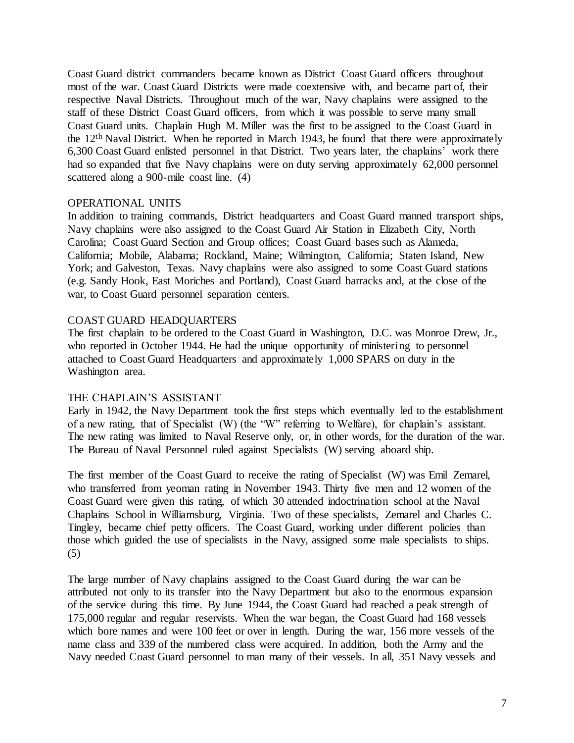Coast Guard district commanders became known as District Coast Guard officers throughout most of the war. Coast Guard Districts were made coextensive with, and became part of, their respective Naval Districts. Throughout much of the war, Navy chaplains were assigned to the staff of these District Coast Guard officers, from which it was possible to serve many small Coast Guard units. Chaplain Hugh M. Miller was the first to be assigned to the Coast Guard in the 12th Naval District. When he reported in March 1943, he found that there were approximately 6,300 Coast Guard enlisted personnel in that District. Two years later, the chaplains' work there had so expanded that five Navy chaplains were on duty serving approximately 62,000 personnel scattered along a 900-mile coast line. (4)

## OPERATIONAL UNITS

In addition to training commands, District headquarters and Coast Guard manned transport ships, Navy chaplains were also assigned to the Coast Guard Air Station in Elizabeth City, North Carolina; Coast Guard Section and Group offices; Coast Guard bases such as Alameda, California; Mobile, Alabama; Rockland, Maine; Wilmington, California; Staten Island, New York; and Galveston, Texas. Navy chaplains were also assigned to some Coast Guard stations (e.g. Sandy Hook, East Moriches and Portland), Coast Guard barracks and, at the close of the war, to Coast Guard personnel separation centers.

## COAST GUARD HEADQUARTERS

The first chaplain to be ordered to the Coast Guard in Washington, D.C. was Monroe Drew, Jr., who reported in October 1944. He had the unique opportunity of ministering to personnel attached to Coast Guard Headquarters and approximately 1,000 SPARS on duty in the Washington area.

## THE CHAPLAIN'S ASSISTANT

Early in 1942, the Navy Department took the first steps which eventually led to the establishment of a new rating, that of Specialist (W) (the "W" referring to Welfare), for chaplain's assistant. The new rating was limited to Naval Reserve only, or, in other words, for the duration of the war. The Bureau of Naval Personnel ruled against Specialists (W) serving aboard ship.

The first member of the Coast Guard to receive the rating of Specialist (W) was Emil Zemarel, who transferred from yeoman rating in November 1943. Thirty five men and 12 women of the Coast Guard were given this rating, of which 30 attended indoctrination school at the Naval Chaplains School in Williamsburg, Virginia. Two of these specialists, Zemarel and Charles C. Tingley, became chief petty officers. The Coast Guard, working under different policies than those which guided the use of specialists in the Navy, assigned some male specialists to ships. (5)

The large number of Navy chaplains assigned to the Coast Guard during the war can be attributed not only to its transfer into the Navy Department but also to the enormous expansion of the service during this time. By June 1944, the Coast Guard had reached a peak strength of 175,000 regular and regular reservists. When the war began, the Coast Guard had 168 vessels which bore names and were 100 feet or over in length. During the war, 156 more vessels of the name class and 339 of the numbered class were acquired. In addition, both the Army and the Navy needed Coast Guard personnel to man many of their vessels. In all, 351 Navy vessels and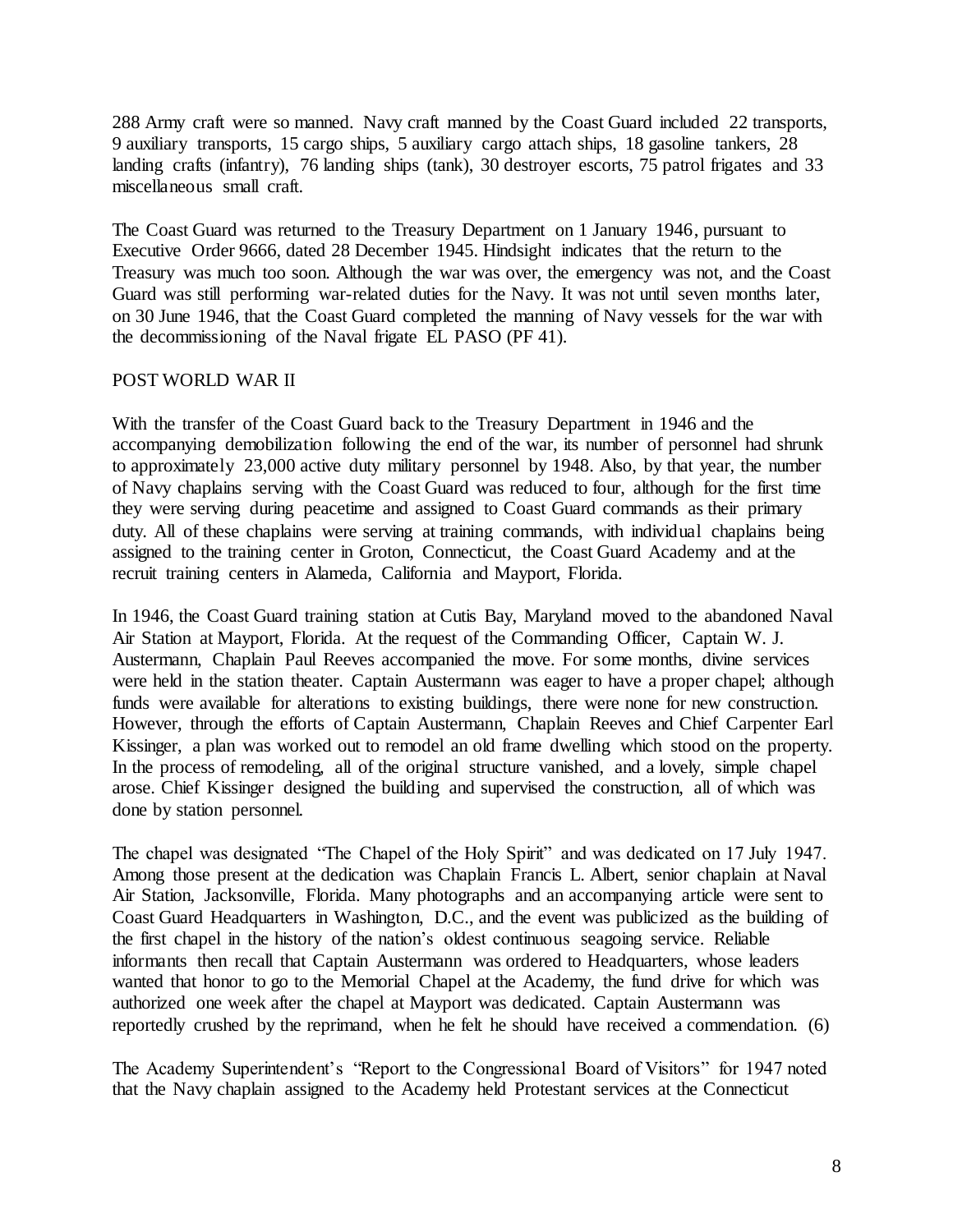288 Army craft were so manned. Navy craft manned by the Coast Guard included 22 transports, 9 auxiliary transports, 15 cargo ships, 5 auxiliary cargo attach ships, 18 gasoline tankers, 28 landing crafts (infantry), 76 landing ships (tank), 30 destroyer escorts, 75 patrol frigates and 33 miscellaneous small craft.

The Coast Guard was returned to the Treasury Department on 1 January 1946, pursuant to Executive Order 9666, dated 28 December 1945. Hindsight indicates that the return to the Treasury was much too soon. Although the war was over, the emergency was not, and the Coast Guard was still performing war-related duties for the Navy. It was not until seven months later, on 30 June 1946, that the Coast Guard completed the manning of Navy vessels for the war with the decommissioning of the Naval frigate EL PASO (PF 41).

## POST WORLD WAR II

With the transfer of the Coast Guard back to the Treasury Department in 1946 and the accompanying demobilization following the end of the war, its number of personnel had shrunk to approximately 23,000 active duty military personnel by 1948. Also, by that year, the number of Navy chaplains serving with the Coast Guard was reduced to four, although for the first time they were serving during peacetime and assigned to Coast Guard commands as their primary duty. All of these chaplains were serving at training commands, with individual chaplains being assigned to the training center in Groton, Connecticut, the Coast Guard Academy and at the recruit training centers in Alameda, California and Mayport, Florida.

In 1946, the Coast Guard training station at Cutis Bay, Maryland moved to the abandoned Naval Air Station at Mayport, Florida. At the request of the Commanding Officer, Captain W. J. Austermann, Chaplain Paul Reeves accompanied the move. For some months, divine services were held in the station theater. Captain Austermann was eager to have a proper chapel; although funds were available for alterations to existing buildings, there were none for new construction. However, through the efforts of Captain Austermann, Chaplain Reeves and Chief Carpenter Earl Kissinger, a plan was worked out to remodel an old frame dwelling which stood on the property. In the process of remodeling, all of the original structure vanished, and a lovely, simple chapel arose. Chief Kissinger designed the building and supervised the construction, all of which was done by station personnel.

The chapel was designated "The Chapel of the Holy Spirit" and was dedicated on 17 July 1947. Among those present at the dedication was Chaplain Francis L. Albert, senior chaplain at Naval Air Station, Jacksonville, Florida. Many photographs and an accompanying article were sent to Coast Guard Headquarters in Washington, D.C., and the event was publicized as the building of the first chapel in the history of the nation's oldest continuous seagoing service. Reliable informants then recall that Captain Austermann was ordered to Headquarters, whose leaders wanted that honor to go to the Memorial Chapel at the Academy, the fund drive for which was authorized one week after the chapel at Mayport was dedicated. Captain Austermann was reportedly crushed by the reprimand, when he felt he should have received a commendation. (6)

The Academy Superintendent's "Report to the Congressional Board of Visitors" for 1947 noted that the Navy chaplain assigned to the Academy held Protestant services at the Connecticut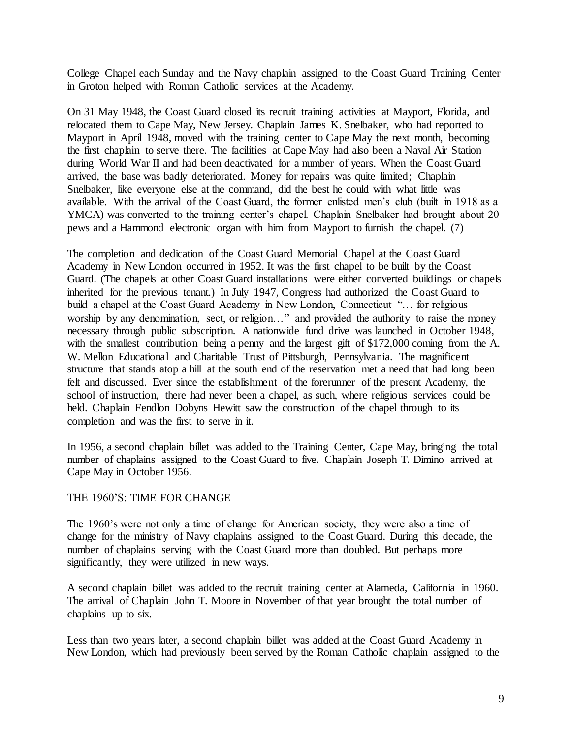College Chapel each Sunday and the Navy chaplain assigned to the Coast Guard Training Center in Groton helped with Roman Catholic services at the Academy.

On 31 May 1948, the Coast Guard closed its recruit training activities at Mayport, Florida, and relocated them to Cape May, New Jersey. Chaplain James K. Snelbaker, who had reported to Mayport in April 1948, moved with the training center to Cape May the next month, becoming the first chaplain to serve there. The facilities at Cape May had also been a Naval Air Station during World War II and had been deactivated for a number of years. When the Coast Guard arrived, the base was badly deteriorated. Money for repairs was quite limited; Chaplain Snelbaker, like everyone else at the command, did the best he could with what little was available. With the arrival of the Coast Guard, the former enlisted men's club (built in 1918 as a YMCA) was converted to the training center's chapel. Chaplain Snelbaker had brought about 20 pews and a Hammond electronic organ with him from Mayport to furnish the chapel. (7)

The completion and dedication of the Coast Guard Memorial Chapel at the Coast Guard Academy in New London occurred in 1952. It was the first chapel to be built by the Coast Guard. (The chapels at other Coast Guard installations were either converted buildings or chapels inherited for the previous tenant.) In July 1947, Congress had authorized the Coast Guard to build a chapel at the Coast Guard Academy in New London, Connecticut "… for religious worship by any denomination, sect, or religion…" and provided the authority to raise the money necessary through public subscription. A nationwide fund drive was launched in October 1948, with the smallest contribution being a penny and the largest gift of $172,000 coming from the A. W. Mellon Educational and Charitable Trust of Pittsburgh, Pennsylvania. The magnificent structure that stands atop a hill at the south end of the reservation met a need that had long been felt and discussed. Ever since the establishment of the forerunner of the present Academy, the school of instruction, there had never been a chapel, as such, where religious services could be held. Chaplain Fendlon Dobyns Hewitt saw the construction of the chapel through to its completion and was the first to serve in it.

In 1956, a second chaplain billet was added to the Training Center, Cape May, bringing the total number of chaplains assigned to the Coast Guard to five. Chaplain Joseph T. Dimino arrived at Cape May in October 1956.

## THE 1960'S: TIME FOR CHANGE

The 1960's were not only a time of change for American society, they were also a time of change for the ministry of Navy chaplains assigned to the Coast Guard. During this decade, the number of chaplains serving with the Coast Guard more than doubled. But perhaps more significantly, they were utilized in new ways.

A second chaplain billet was added to the recruit training center at Alameda, California in 1960. The arrival of Chaplain John T. Moore in November of that year brought the total number of chaplains up to six.

Less than two years later, a second chaplain billet was added at the Coast Guard Academy in New London, which had previously been served by the Roman Catholic chaplain assigned to the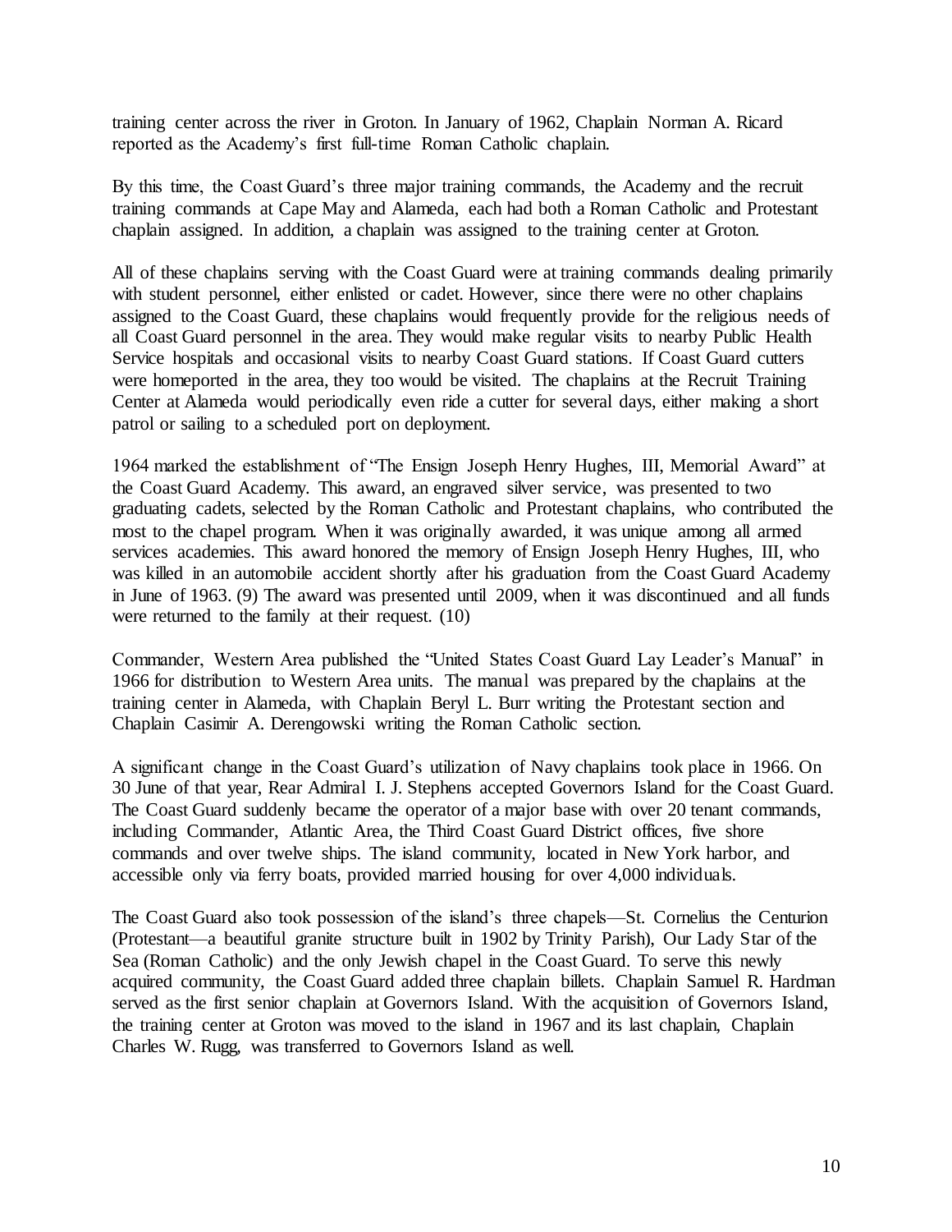training center across the river in Groton. In January of 1962, Chaplain Norman A. Ricard reported as the Academy's first full-time Roman Catholic chaplain.

By this time, the Coast Guard's three major training commands, the Academy and the recruit training commands at Cape May and Alameda, each had both a Roman Catholic and Protestant chaplain assigned. In addition, a chaplain was assigned to the training center at Groton.

All of these chaplains serving with the Coast Guard were at training commands dealing primarily with student personnel, either enlisted or cadet. However, since there were no other chaplains assigned to the Coast Guard, these chaplains would frequently provide for the religious needs of all Coast Guard personnel in the area. They would make regular visits to nearby Public Health Service hospitals and occasional visits to nearby Coast Guard stations. If Coast Guard cutters were homeported in the area, they too would be visited. The chaplains at the Recruit Training Center at Alameda would periodically even ride a cutter for several days, either making a short patrol or sailing to a scheduled port on deployment.

1964 marked the establishment of "The Ensign Joseph Henry Hughes, III, Memorial Award" at the Coast Guard Academy. This award, an engraved silver service, was presented to two graduating cadets, selected by the Roman Catholic and Protestant chaplains, who contributed the most to the chapel program. When it was originally awarded, it was unique among all armed services academies. This award honored the memory of Ensign Joseph Henry Hughes, III, who was killed in an automobile accident shortly after his graduation from the Coast Guard Academy in June of 1963. (9) The award was presented until 2009, when it was discontinued and all funds were returned to the family at their request. (10)

Commander, Western Area published the "United States Coast Guard Lay Leader's Manual" in 1966 for distribution to Western Area units. The manual was prepared by the chaplains at the training center in Alameda, with Chaplain Beryl L. Burr writing the Protestant section and Chaplain Casimir A. Derengowski writing the Roman Catholic section.

A significant change in the Coast Guard's utilization of Navy chaplains took place in 1966. On 30 June of that year, Rear Admiral I. J. Stephens accepted Governors Island for the Coast Guard. The Coast Guard suddenly became the operator of a major base with over 20 tenant commands, including Commander, Atlantic Area, the Third Coast Guard District offices, five shore commands and over twelve ships. The island community, located in New York harbor, and accessible only via ferry boats, provided married housing for over 4,000 individuals.

The Coast Guard also took possession of the island's three chapels—St. Cornelius the Centurion (Protestant—a beautiful granite structure built in 1902 by Trinity Parish), Our Lady Star of the Sea (Roman Catholic) and the only Jewish chapel in the Coast Guard. To serve this newly acquired community, the Coast Guard added three chaplain billets. Chaplain Samuel R. Hardman served as the first senior chaplain at Governors Island. With the acquisition of Governors Island, the training center at Groton was moved to the island in 1967 and its last chaplain, Chaplain Charles W. Rugg, was transferred to Governors Island as well.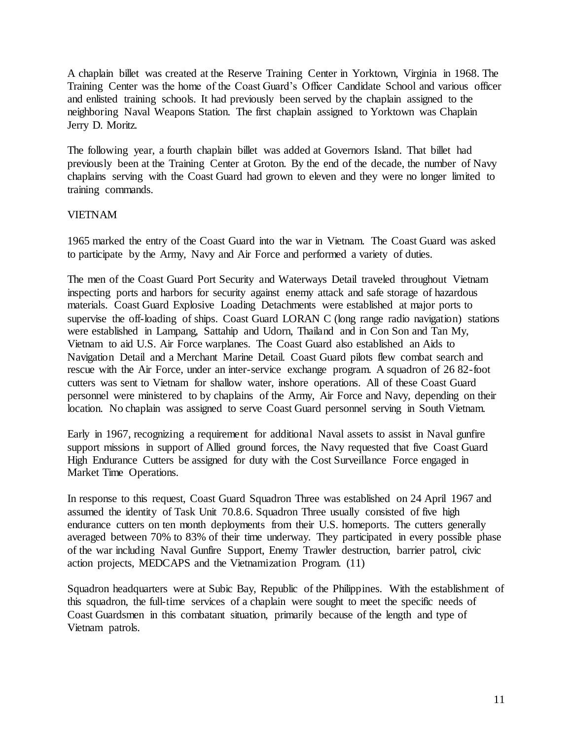A chaplain billet was created at the Reserve Training Center in Yorktown, Virginia in 1968. The Training Center was the home of the Coast Guard's Officer Candidate School and various officer and enlisted training schools. It had previously been served by the chaplain assigned to the neighboring Naval Weapons Station. The first chaplain assigned to Yorktown was Chaplain Jerry D. Moritz.

The following year, a fourth chaplain billet was added at Governors Island. That billet had previously been at the Training Center at Groton. By the end of the decade, the number of Navy chaplains serving with the Coast Guard had grown to eleven and they were no longer limited to training commands.

## VIETNAM

1965 marked the entry of the Coast Guard into the war in Vietnam. The Coast Guard was asked to participate by the Army, Navy and Air Force and performed a variety of duties.

The men of the Coast Guard Port Security and Waterways Detail traveled throughout Vietnam inspecting ports and harbors for security against enemy attack and safe storage of hazardous materials. Coast Guard Explosive Loading Detachments were established at major ports to supervise the off-loading of ships. Coast Guard LORAN C (long range radio navigation) stations were established in Lampang, Sattahip and Udorn, Thailand and in Con Son and Tan My, Vietnam to aid U.S. Air Force warplanes. The Coast Guard also established an Aids to Navigation Detail and a Merchant Marine Detail. Coast Guard pilots flew combat search and rescue with the Air Force, under an inter-service exchange program. A squadron of 26 82-foot cutters was sent to Vietnam for shallow water, inshore operations. All of these Coast Guard personnel were ministered to by chaplains of the Army, Air Force and Navy, depending on their location. No chaplain was assigned to serve Coast Guard personnel serving in South Vietnam.

Early in 1967, recognizing a requirement for additional Naval assets to assist in Naval gunfire support missions in support of Allied ground forces, the Navy requested that five Coast Guard High Endurance Cutters be assigned for duty with the Cost Surveillance Force engaged in Market Time Operations.

In response to this request, Coast Guard Squadron Three was established on 24 April 1967 and assumed the identity of Task Unit 70.8.6. Squadron Three usually consisted of five high endurance cutters on ten month deployments from their U.S. homeports. The cutters generally averaged between 70% to 83% of their time underway. They participated in every possible phase of the war including Naval Gunfire Support, Enemy Trawler destruction, barrier patrol, civic action projects, MEDCAPS and the Vietnamization Program. (11)

Squadron headquarters were at Subic Bay, Republic of the Philippines. With the establishment of this squadron, the full-time services of a chaplain were sought to meet the specific needs of Coast Guardsmen in this combatant situation, primarily because of the length and type of Vietnam patrols.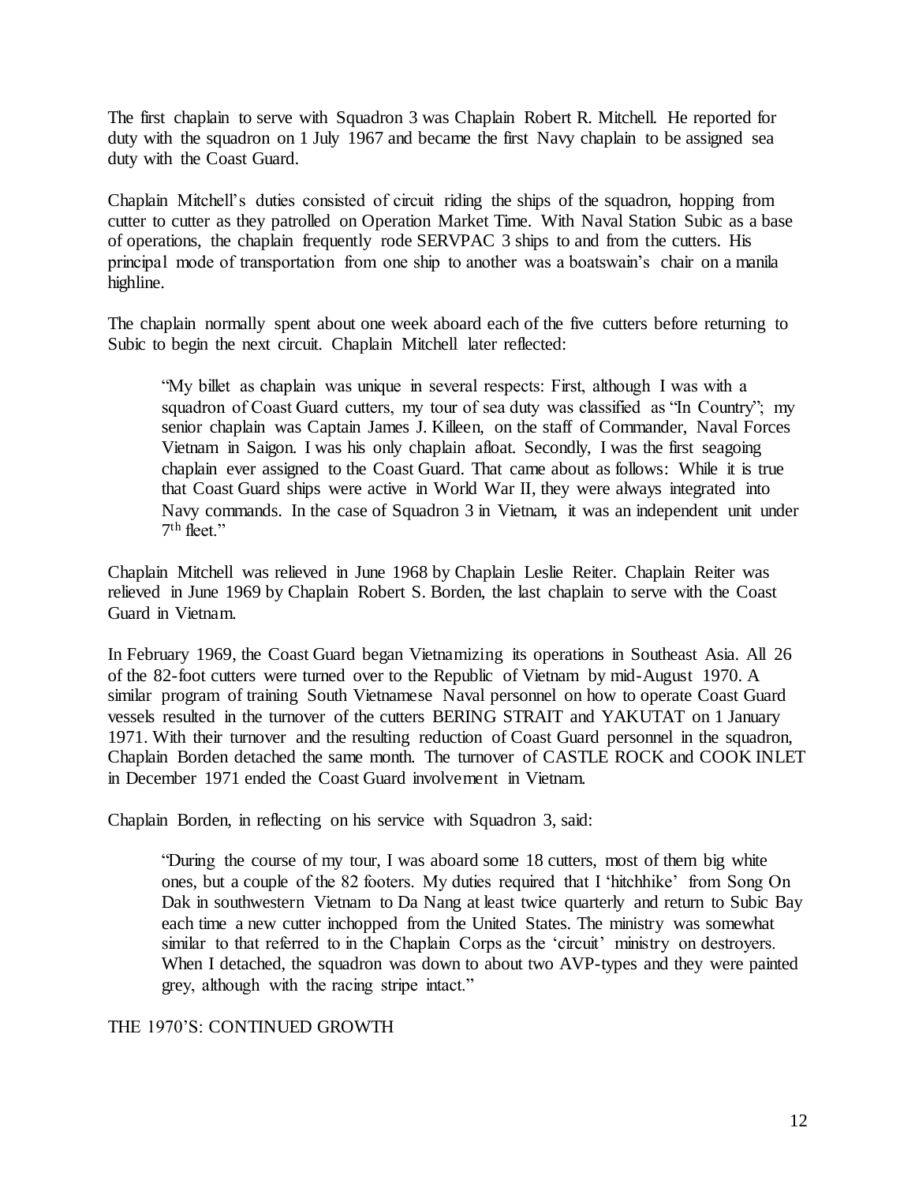The first chaplain to serve with Squadron 3 was Chaplain Robert R. Mitchell. He reported for duty with the squadron on 1 July 1967 and became the first Navy chaplain to be assigned sea duty with the Coast Guard.

Chaplain Mitchell's duties consisted of circuit riding the ships of the squadron, hopping from cutter to cutter as they patrolled on Operation Market Time. With Naval Station Subic as a base of operations, the chaplain frequently rode SERVPAC 3 ships to and from the cutters. His principal mode of transportation from one ship to another was a boatswain's chair on a manila highline.

The chaplain normally spent about one week aboard each of the five cutters before returning to Subic to begin the next circuit. Chaplain Mitchell later reflected:

> "My billet as chaplain was unique in several respects: First, although I was with a squadron of Coast Guard cutters, my tour of sea duty was classified as "In Country"; my senior chaplain was Captain James J. Killeen, on the staff of Commander, Naval Forces Vietnam in Saigon. I was his only chaplain afloat. Secondly, I was the first seagoing chaplain ever assigned to the Coast Guard. That came about as follows: While it is true that Coast Guard ships were active in World War II, they were always integrated into Navy commands. In the case of Squadron 3 in Vietnam, it was an independent unit under 7th fleet."

Chaplain Mitchell was relieved in June 1968 by Chaplain Leslie Reiter. Chaplain Reiter was relieved in June 1969 by Chaplain Robert S. Borden, the last chaplain to serve with the Coast Guard in Vietnam.

In February 1969, the Coast Guard began Vietnamizing its operations in Southeast Asia. All 26 of the 82-foot cutters were turned over to the Republic of Vietnam by mid-August 1970. A similar program of training South Vietnamese Naval personnel on how to operate Coast Guard vessels resulted in the turnover of the cutters BERING STRAIT and YAKUTAT on 1 January 1971. With their turnover and the resulting reduction of Coast Guard personnel in the squadron, Chaplain Borden detached the same month. The turnover of CASTLE ROCK and COOK INLET in December 1971 ended the Coast Guard involvement in Vietnam.

Chaplain Borden, in reflecting on his service with Squadron 3, said:

> "During the course of my tour, I was aboard some 18 cutters, most of them big white ones, but a couple of the 82 footers. My duties required that I 'hitchhike' from Song On Dak in southwestern Vietnam to Da Nang at least twice quarterly and return to Subic Bay each time a new cutter inchopped from the United States. The ministry was somewhat similar to that referred to in the Chaplain Corps as the 'circuit' ministry on destroyers. When I detached, the squadron was down to about two AVP-types and they were painted grey, although with the racing stripe intact."

## THE 1970'S: CONTINUED GROWTH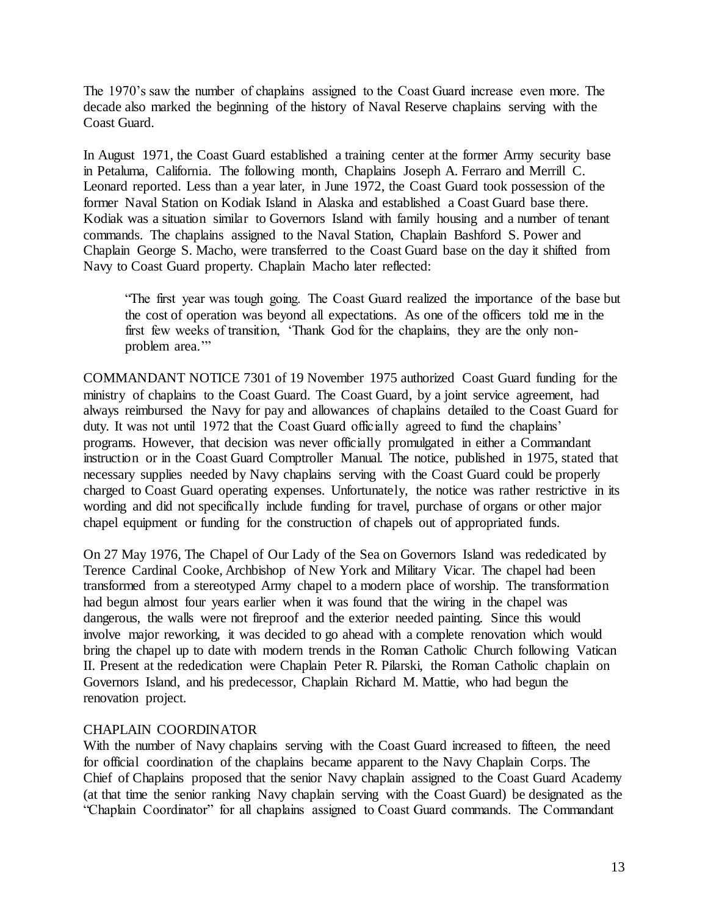The 1970's saw the number of chaplains assigned to the Coast Guard increase even more. The decade also marked the beginning of the history of Naval Reserve chaplains serving with the Coast Guard.

In August 1971, the Coast Guard established a training center at the former Army security base in Petaluma, California. The following month, Chaplains Joseph A. Ferraro and Merrill C. Leonard reported. Less than a year later, in June 1972, the Coast Guard took possession of the former Naval Station on Kodiak Island in Alaska and established a Coast Guard base there. Kodiak was a situation similar to Governors Island with family housing and a number of tenant commands. The chaplains assigned to the Naval Station, Chaplain Bashford S. Power and Chaplain George S. Macho, were transferred to the Coast Guard base on the day it shifted from Navy to Coast Guard property. Chaplain Macho later reflected:

> "The first year was tough going. The Coast Guard realized the importance of the base but the cost of operation was beyond all expectations. As one of the officers told me in the first few weeks of transition, 'Thank God for the chaplains, they are the only non-problem area.'"

COMMANDANT NOTICE 7301 of 19 November 1975 authorized Coast Guard funding for the ministry of chaplains to the Coast Guard. The Coast Guard, by a joint service agreement, had always reimbursed the Navy for pay and allowances of chaplains detailed to the Coast Guard for duty. It was not until 1972 that the Coast Guard officially agreed to fund the chaplains' programs. However, that decision was never officially promulgated in either a Commandant instruction or in the Coast Guard Comptroller Manual. The notice, published in 1975, stated that necessary supplies needed by Navy chaplains serving with the Coast Guard could be properly charged to Coast Guard operating expenses. Unfortunately, the notice was rather restrictive in its wording and did not specifically include funding for travel, purchase of organs or other major chapel equipment or funding for the construction of chapels out of appropriated funds.

On 27 May 1976, The Chapel of Our Lady of the Sea on Governors Island was rededicated by Terence Cardinal Cooke, Archbishop of New York and Military Vicar. The chapel had been transformed from a stereotyped Army chapel to a modern place of worship. The transformation had begun almost four years earlier when it was found that the wiring in the chapel was dangerous, the walls were not fireproof and the exterior needed painting. Since this would involve major reworking, it was decided to go ahead with a complete renovation which would bring the chapel up to date with modern trends in the Roman Catholic Church following Vatican II. Present at the rededication were Chaplain Peter R. Pilarski, the Roman Catholic chaplain on Governors Island, and his predecessor, Chaplain Richard M. Mattie, who had begun the renovation project.

CHAPLAIN COORDINATOR

With the number of Navy chaplains serving with the Coast Guard increased to fifteen, the need for official coordination of the chaplains became apparent to the Navy Chaplain Corps. The Chief of Chaplains proposed that the senior Navy chaplain assigned to the Coast Guard Academy (at that time the senior ranking Navy chaplain serving with the Coast Guard) be designated as the "Chaplain Coordinator" for all chaplains assigned to Coast Guard commands. The Commandant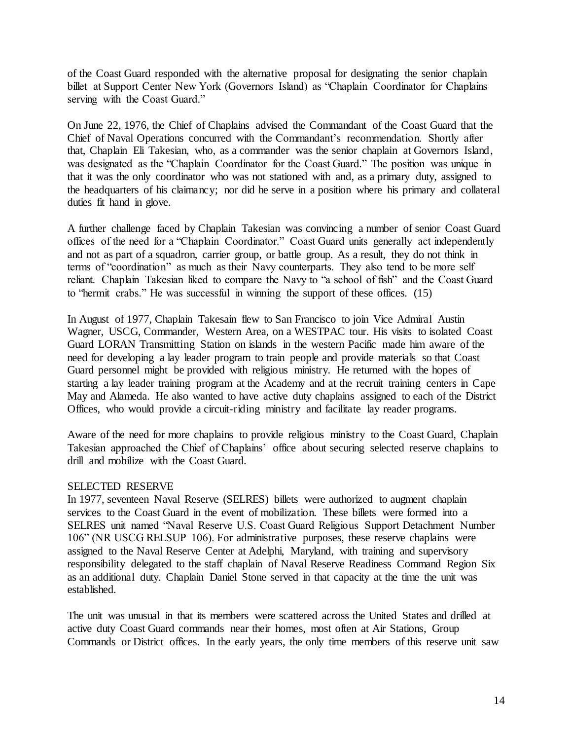of the Coast Guard responded with the alternative proposal for designating the senior chaplain billet at Support Center New York (Governors Island) as "Chaplain Coordinator for Chaplains serving with the Coast Guard."

On June 22, 1976, the Chief of Chaplains advised the Commandant of the Coast Guard that the Chief of Naval Operations concurred with the Commandant's recommendation. Shortly after that, Chaplain Eli Takesian, who, as a commander was the senior chaplain at Governors Island, was designated as the "Chaplain Coordinator for the Coast Guard." The position was unique in that it was the only coordinator who was not stationed with and, as a primary duty, assigned to the headquarters of his claimancy; nor did he serve in a position where his primary and collateral duties fit hand in glove.

A further challenge faced by Chaplain Takesian was convincing a number of senior Coast Guard offices of the need for a "Chaplain Coordinator." Coast Guard units generally act independently and not as part of a squadron, carrier group, or battle group. As a result, they do not think in terms of "coordination" as much as their Navy counterparts. They also tend to be more self reliant. Chaplain Takesian liked to compare the Navy to "a school of fish" and the Coast Guard to "hermit crabs." He was successful in winning the support of these offices. (15)

In August of 1977, Chaplain Takesain flew to San Francisco to join Vice Admiral Austin Wagner, USCG, Commander, Western Area, on a WESTPAC tour. His visits to isolated Coast Guard LORAN Transmitting Station on islands in the western Pacific made him aware of the need for developing a lay leader program to train people and provide materials so that Coast Guard personnel might be provided with religious ministry. He returned with the hopes of starting a lay leader training program at the Academy and at the recruit training centers in Cape May and Alameda. He also wanted to have active duty chaplains assigned to each of the District Offices, who would provide a circuit-riding ministry and facilitate lay reader programs.

Aware of the need for more chaplains to provide religious ministry to the Coast Guard, Chaplain Takesian approached the Chief of Chaplains' office about securing selected reserve chaplains to drill and mobilize with the Coast Guard.

SELECTED RESERVE

In 1977, seventeen Naval Reserve (SELRES) billets were authorized to augment chaplain services to the Coast Guard in the event of mobilization. These billets were formed into a SELRES unit named "Naval Reserve U.S. Coast Guard Religious Support Detachment Number 106" (NR USCG RELSUP 106). For administrative purposes, these reserve chaplains were assigned to the Naval Reserve Center at Adelphi, Maryland, with training and supervisory responsibility delegated to the staff chaplain of Naval Reserve Readiness Command Region Six as an additional duty. Chaplain Daniel Stone served in that capacity at the time the unit was established.

The unit was unusual in that its members were scattered across the United States and drilled at active duty Coast Guard commands near their homes, most often at Air Stations, Group Commands or District offices. In the early years, the only time members of this reserve unit saw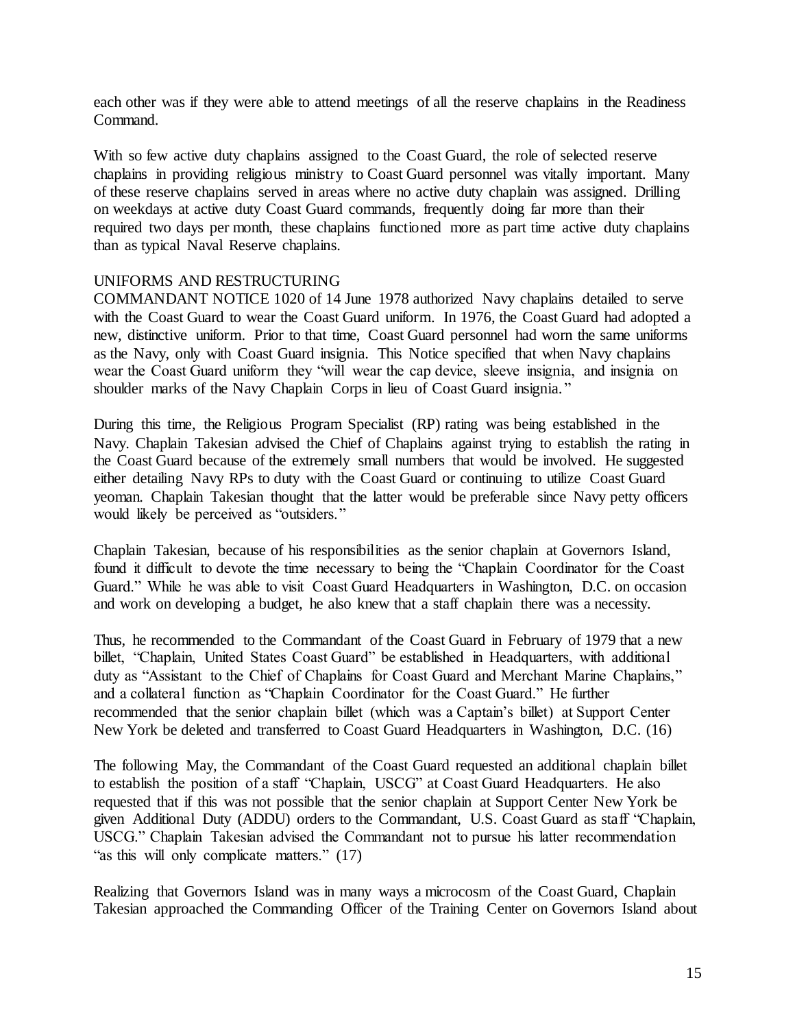each other was if they were able to attend meetings of all the reserve chaplains in the Readiness Command.

With so few active duty chaplains assigned to the Coast Guard, the role of selected reserve chaplains in providing religious ministry to Coast Guard personnel was vitally important. Many of these reserve chaplains served in areas where no active duty chaplain was assigned. Drilling on weekdays at active duty Coast Guard commands, frequently doing far more than their required two days per month, these chaplains functioned more as part time active duty chaplains than as typical Naval Reserve chaplains.

## UNIFORMS AND RESTRUCTURING

COMMANDANT NOTICE 1020 of 14 June 1978 authorized Navy chaplains detailed to serve with the Coast Guard to wear the Coast Guard uniform. In 1976, the Coast Guard had adopted a new, distinctive uniform. Prior to that time, Coast Guard personnel had worn the same uniforms as the Navy, only with Coast Guard insignia. This Notice specified that when Navy chaplains wear the Coast Guard uniform they "will wear the cap device, sleeve insignia, and insignia on shoulder marks of the Navy Chaplain Corps in lieu of Coast Guard insignia."

During this time, the Religious Program Specialist (RP) rating was being established in the Navy. Chaplain Takesian advised the Chief of Chaplains against trying to establish the rating in the Coast Guard because of the extremely small numbers that would be involved. He suggested either detailing Navy RPs to duty with the Coast Guard or continuing to utilize Coast Guard yeoman. Chaplain Takesian thought that the latter would be preferable since Navy petty officers would likely be perceived as "outsiders."

Chaplain Takesian, because of his responsibilities as the senior chaplain at Governors Island, found it difficult to devote the time necessary to being the "Chaplain Coordinator for the Coast Guard." While he was able to visit Coast Guard Headquarters in Washington, D.C. on occasion and work on developing a budget, he also knew that a staff chaplain there was a necessity.

Thus, he recommended to the Commandant of the Coast Guard in February of 1979 that a new billet, "Chaplain, United States Coast Guard" be established in Headquarters, with additional duty as "Assistant to the Chief of Chaplains for Coast Guard and Merchant Marine Chaplains," and a collateral function as "Chaplain Coordinator for the Coast Guard." He further recommended that the senior chaplain billet (which was a Captain's billet) at Support Center New York be deleted and transferred to Coast Guard Headquarters in Washington, D.C. (16)

The following May, the Commandant of the Coast Guard requested an additional chaplain billet to establish the position of a staff "Chaplain, USCG" at Coast Guard Headquarters. He also requested that if this was not possible that the senior chaplain at Support Center New York be given Additional Duty (ADDU) orders to the Commandant, U.S. Coast Guard as staff "Chaplain, USCG." Chaplain Takesian advised the Commandant not to pursue his latter recommendation "as this will only complicate matters." (17)

Realizing that Governors Island was in many ways a microcosm of the Coast Guard, Chaplain Takesian approached the Commanding Officer of the Training Center on Governors Island about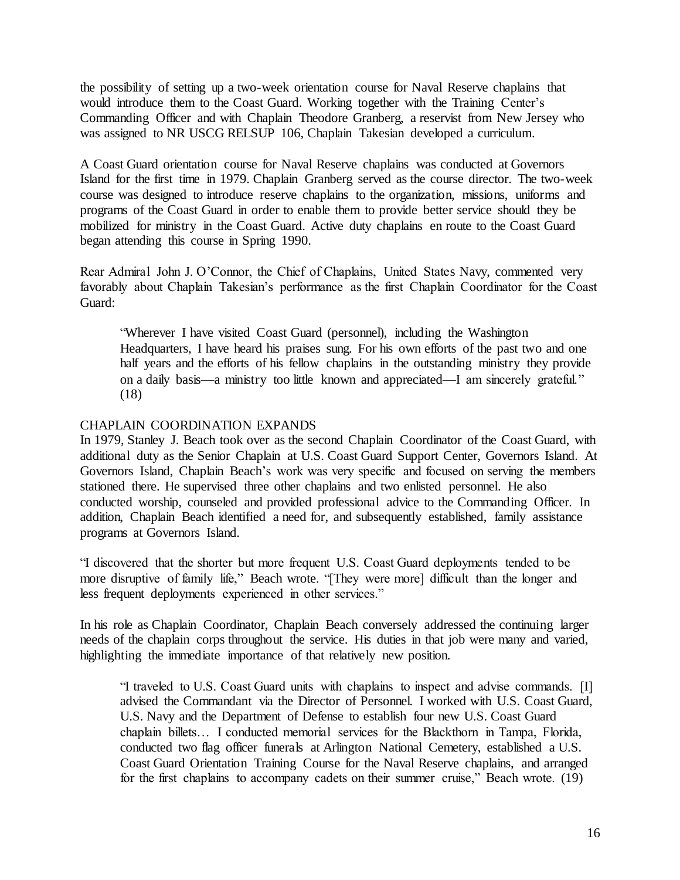the possibility of setting up a two-week orientation course for Naval Reserve chaplains that would introduce them to the Coast Guard. Working together with the Training Center's Commanding Officer and with Chaplain Theodore Granberg, a reservist from New Jersey who was assigned to NR USCG RELSUP 106, Chaplain Takesian developed a curriculum.

A Coast Guard orientation course for Naval Reserve chaplains was conducted at Governors Island for the first time in 1979. Chaplain Granberg served as the course director. The two-week course was designed to introduce reserve chaplains to the organization, missions, uniforms and programs of the Coast Guard in order to enable them to provide better service should they be mobilized for ministry in the Coast Guard. Active duty chaplains en route to the Coast Guard began attending this course in Spring 1990.

Rear Admiral John J. O'Connor, the Chief of Chaplains, United States Navy, commented very favorably about Chaplain Takesian's performance as the first Chaplain Coordinator for the Coast Guard:

> "Wherever I have visited Coast Guard (personnel), including the Washington Headquarters, I have heard his praises sung. For his own efforts of the past two and one half years and the efforts of his fellow chaplains in the outstanding ministry they provide on a daily basis—a ministry too little known and appreciated—I am sincerely grateful." (18)

## CHAPLAIN COORDINATION EXPANDS

In 1979, Stanley J. Beach took over as the second Chaplain Coordinator of the Coast Guard, with additional duty as the Senior Chaplain at U.S. Coast Guard Support Center, Governors Island. At Governors Island, Chaplain Beach's work was very specific and focused on serving the members stationed there. He supervised three other chaplains and two enlisted personnel. He also conducted worship, counseled and provided professional advice to the Commanding Officer. In addition, Chaplain Beach identified a need for, and subsequently established, family assistance programs at Governors Island.

"I discovered that the shorter but more frequent U.S. Coast Guard deployments tended to be more disruptive of family life," Beach wrote. "[They were more] difficult than the longer and less frequent deployments experienced in other services."

In his role as Chaplain Coordinator, Chaplain Beach conversely addressed the continuing larger needs of the chaplain corps throughout the service. His duties in that job were many and varied, highlighting the immediate importance of that relatively new position.

> "I traveled to U.S. Coast Guard units with chaplains to inspect and advise commands. [I] advised the Commandant via the Director of Personnel. I worked with U.S. Coast Guard, U.S. Navy and the Department of Defense to establish four new U.S. Coast Guard chaplain billets… I conducted memorial services for the Blackthorn in Tampa, Florida, conducted two flag officer funerals at Arlington National Cemetery, established a U.S. Coast Guard Orientation Training Course for the Naval Reserve chaplains, and arranged for the first chaplains to accompany cadets on their summer cruise," Beach wrote. (19)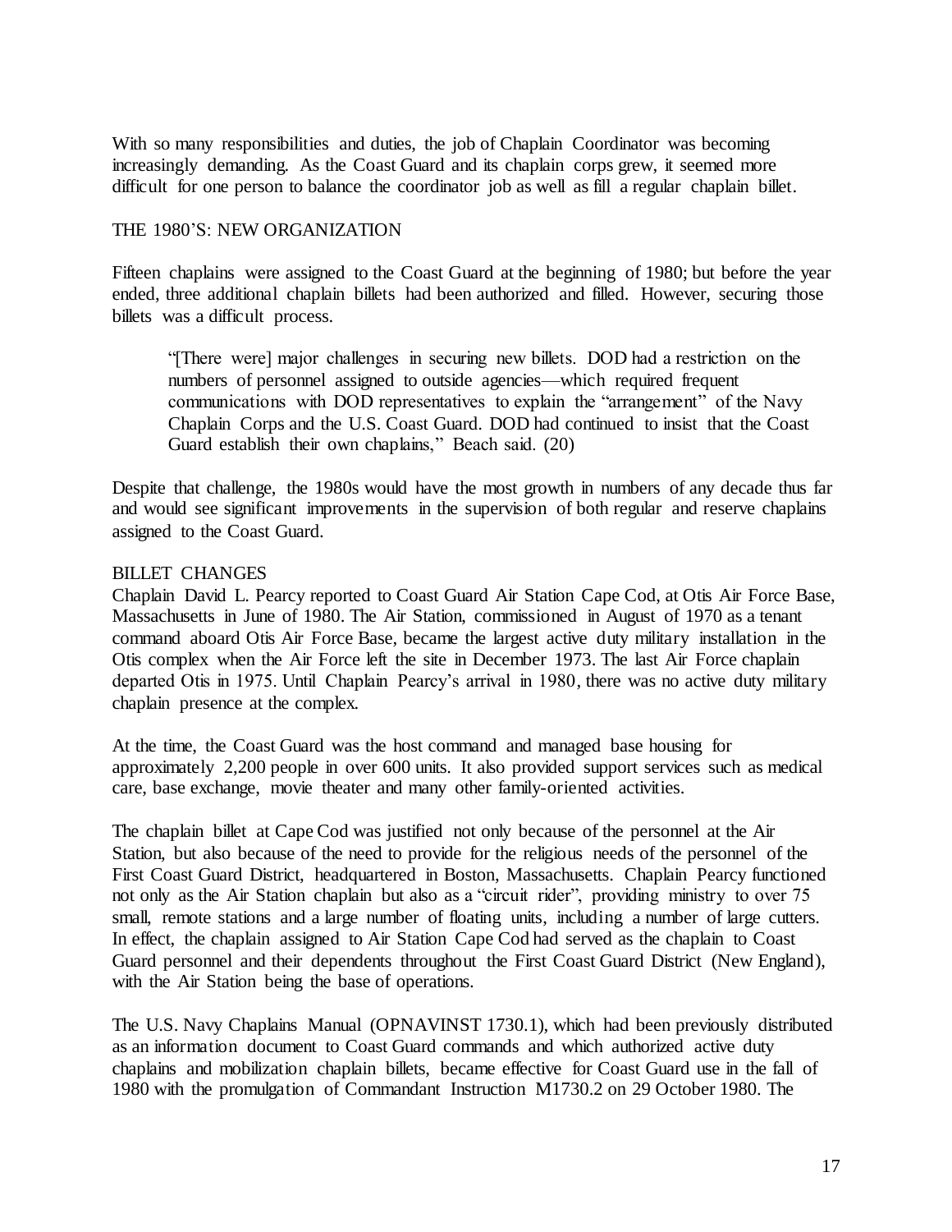With so many responsibilities and duties, the job of Chaplain Coordinator was becoming increasingly demanding. As the Coast Guard and its chaplain corps grew, it seemed more difficult for one person to balance the coordinator job as well as fill a regular chaplain billet.

## THE 1980'S: NEW ORGANIZATION

Fifteen chaplains were assigned to the Coast Guard at the beginning of 1980; but before the year ended, three additional chaplain billets had been authorized and filled. However, securing those billets was a difficult process.

> "[There were] major challenges in securing new billets. DOD had a restriction on the numbers of personnel assigned to outside agencies—which required frequent communications with DOD representatives to explain the "arrangement" of the Navy Chaplain Corps and the U.S. Coast Guard. DOD had continued to insist that the Coast Guard establish their own chaplains," Beach said. (20)

Despite that challenge, the 1980s would have the most growth in numbers of any decade thus far and would see significant improvements in the supervision of both regular and reserve chaplains assigned to the Coast Guard.

### BILLET CHANGES

Chaplain David L. Pearcy reported to Coast Guard Air Station Cape Cod, at Otis Air Force Base, Massachusetts in June of 1980. The Air Station, commissioned in August of 1970 as a tenant command aboard Otis Air Force Base, became the largest active duty military installation in the Otis complex when the Air Force left the site in December 1973. The last Air Force chaplain departed Otis in 1975. Until Chaplain Pearcy's arrival in 1980, there was no active duty military chaplain presence at the complex.

At the time, the Coast Guard was the host command and managed base housing for approximately 2,200 people in over 600 units. It also provided support services such as medical care, base exchange, movie theater and many other family-oriented activities.

The chaplain billet at Cape Cod was justified not only because of the personnel at the Air Station, but also because of the need to provide for the religious needs of the personnel of the First Coast Guard District, headquartered in Boston, Massachusetts. Chaplain Pearcy functioned not only as the Air Station chaplain but also as a "circuit rider", providing ministry to over 75 small, remote stations and a large number of floating units, including a number of large cutters. In effect, the chaplain assigned to Air Station Cape Cod had served as the chaplain to Coast Guard personnel and their dependents throughout the First Coast Guard District (New England), with the Air Station being the base of operations.

The U.S. Navy Chaplains Manual (OPNAVINST 1730.1), which had been previously distributed as an information document to Coast Guard commands and which authorized active duty chaplains and mobilization chaplain billets, became effective for Coast Guard use in the fall of 1980 with the promulgation of Commandant Instruction M1730.2 on 29 October 1980. The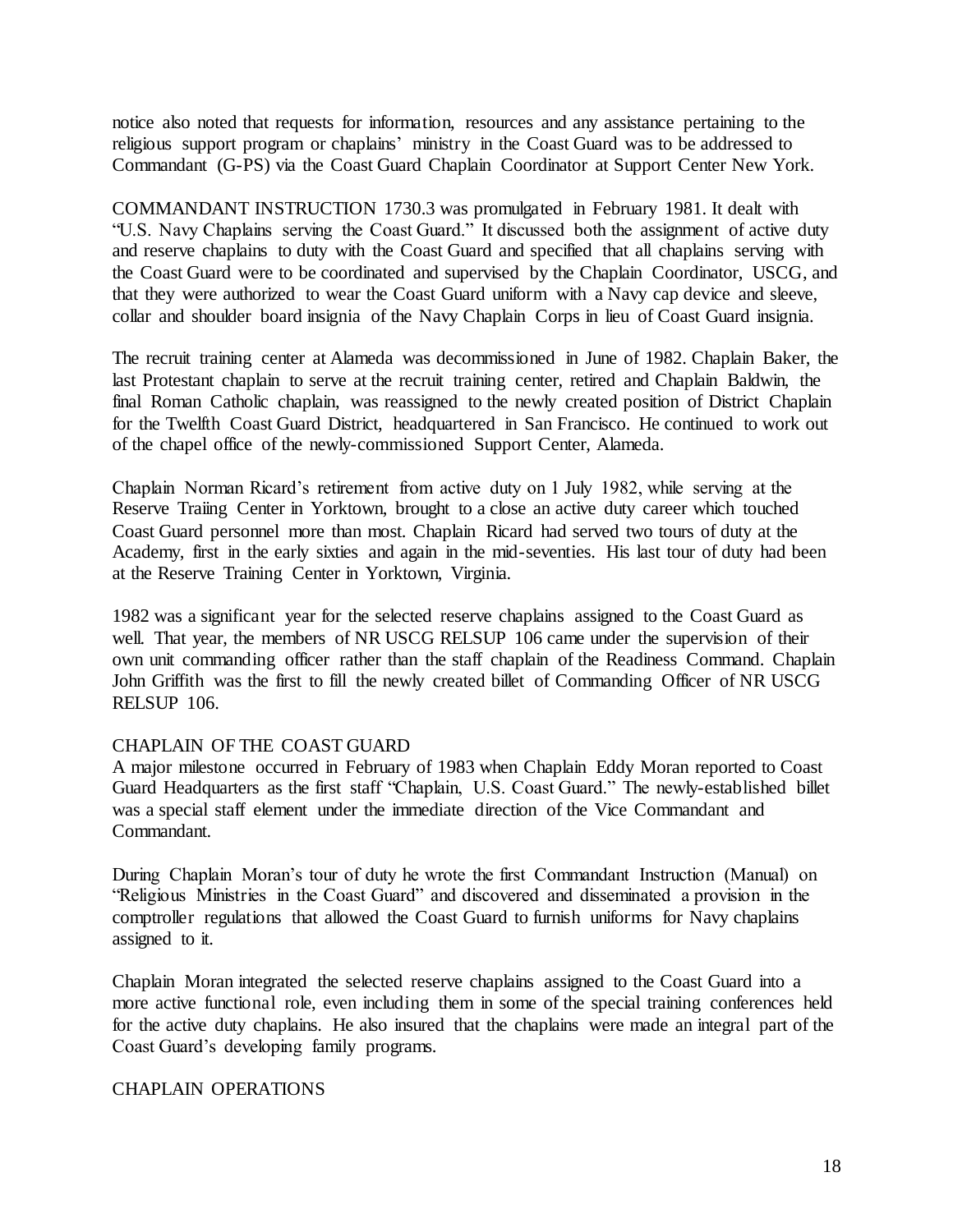notice also noted that requests for information, resources and any assistance pertaining to the religious support program or chaplains' ministry in the Coast Guard was to be addressed to Commandant (G-PS) via the Coast Guard Chaplain Coordinator at Support Center New York.

COMMANDANT INSTRUCTION 1730.3 was promulgated in February 1981. It dealt with "U.S. Navy Chaplains serving the Coast Guard." It discussed both the assignment of active duty and reserve chaplains to duty with the Coast Guard and specified that all chaplains serving with the Coast Guard were to be coordinated and supervised by the Chaplain Coordinator, USCG, and that they were authorized to wear the Coast Guard uniform with a Navy cap device and sleeve, collar and shoulder board insignia of the Navy Chaplain Corps in lieu of Coast Guard insignia.

The recruit training center at Alameda was decommissioned in June of 1982. Chaplain Baker, the last Protestant chaplain to serve at the recruit training center, retired and Chaplain Baldwin, the final Roman Catholic chaplain, was reassigned to the newly created position of District Chaplain for the Twelfth Coast Guard District, headquartered in San Francisco. He continued to work out of the chapel office of the newly-commissioned Support Center, Alameda.

Chaplain Norman Ricard's retirement from active duty on 1 July 1982, while serving at the Reserve Traiing Center in Yorktown, brought to a close an active duty career which touched Coast Guard personnel more than most. Chaplain Ricard had served two tours of duty at the Academy, first in the early sixties and again in the mid-seventies. His last tour of duty had been at the Reserve Training Center in Yorktown, Virginia.

1982 was a significant year for the selected reserve chaplains assigned to the Coast Guard as well. That year, the members of NR USCG RELSUP 106 came under the supervision of their own unit commanding officer rather than the staff chaplain of the Readiness Command. Chaplain John Griffith was the first to fill the newly created billet of Commanding Officer of NR USCG RELSUP 106.

## CHAPLAIN OF THE COAST GUARD

A major milestone occurred in February of 1983 when Chaplain Eddy Moran reported to Coast Guard Headquarters as the first staff "Chaplain, U.S. Coast Guard." The newly-established billet was a special staff element under the immediate direction of the Vice Commandant and Commandant.

During Chaplain Moran's tour of duty he wrote the first Commandant Instruction (Manual) on "Religious Ministries in the Coast Guard" and discovered and disseminated a provision in the comptroller regulations that allowed the Coast Guard to furnish uniforms for Navy chaplains assigned to it.

Chaplain Moran integrated the selected reserve chaplains assigned to the Coast Guard into a more active functional role, even including them in some of the special training conferences held for the active duty chaplains. He also insured that the chaplains were made an integral part of the Coast Guard's developing family programs.

## CHAPLAIN OPERATIONS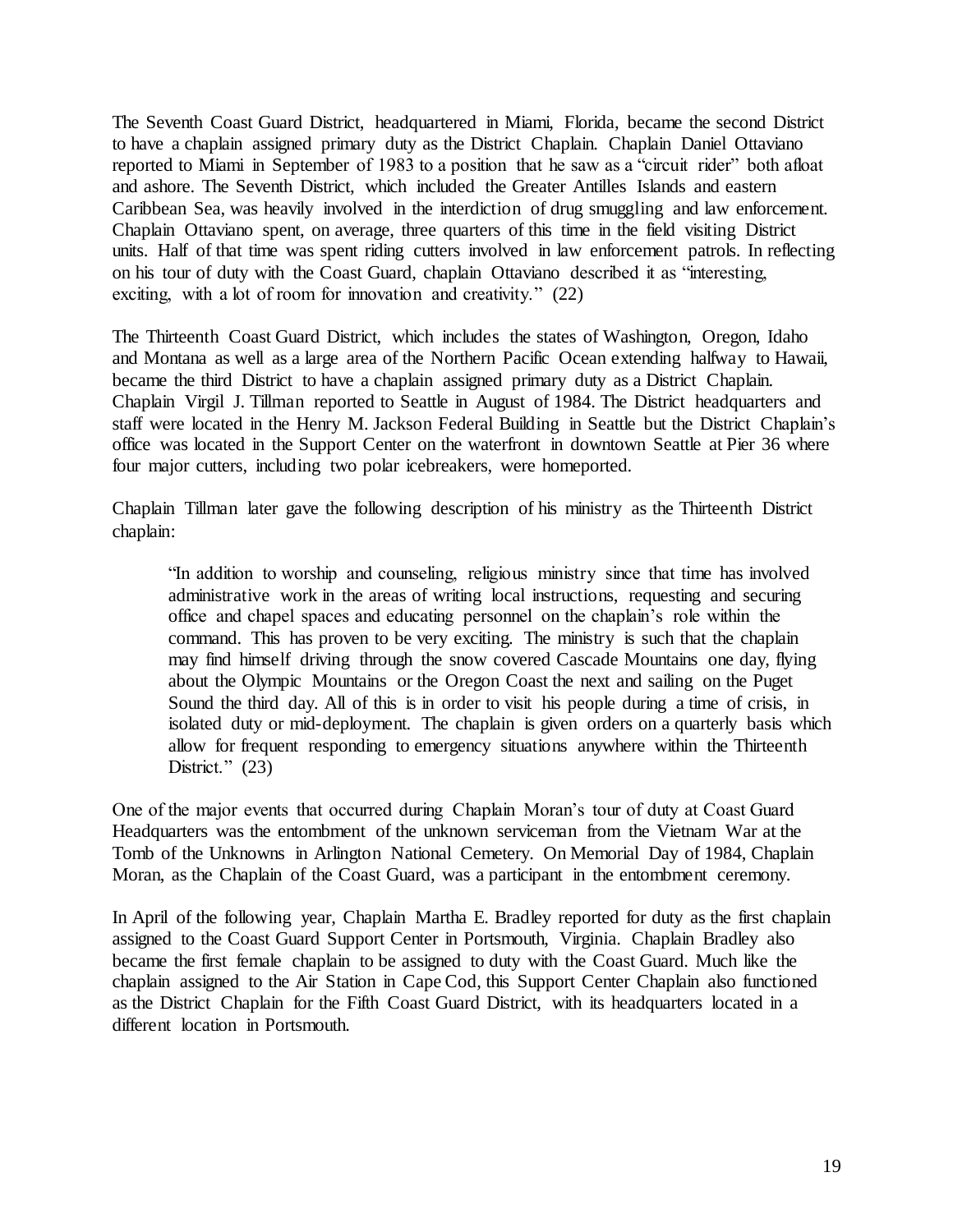The Seventh Coast Guard District, headquartered in Miami, Florida, became the second District to have a chaplain assigned primary duty as the District Chaplain. Chaplain Daniel Ottaviano reported to Miami in September of 1983 to a position that he saw as a "circuit rider" both afloat and ashore. The Seventh District, which included the Greater Antilles Islands and eastern Caribbean Sea, was heavily involved in the interdiction of drug smuggling and law enforcement. Chaplain Ottaviano spent, on average, three quarters of this time in the field visiting District units. Half of that time was spent riding cutters involved in law enforcement patrols. In reflecting on his tour of duty with the Coast Guard, chaplain Ottaviano described it as "interesting, exciting, with a lot of room for innovation and creativity." (22)

The Thirteenth Coast Guard District, which includes the states of Washington, Oregon, Idaho and Montana as well as a large area of the Northern Pacific Ocean extending halfway to Hawaii, became the third District to have a chaplain assigned primary duty as a District Chaplain. Chaplain Virgil J. Tillman reported to Seattle in August of 1984. The District headquarters and staff were located in the Henry M. Jackson Federal Building in Seattle but the District Chaplain's office was located in the Support Center on the waterfront in downtown Seattle at Pier 36 where four major cutters, including two polar icebreakers, were homeported.

Chaplain Tillman later gave the following description of his ministry as the Thirteenth District chaplain:

> "In addition to worship and counseling, religious ministry since that time has involved administrative work in the areas of writing local instructions, requesting and securing office and chapel spaces and educating personnel on the chaplain's role within the command. This has proven to be very exciting. The ministry is such that the chaplain may find himself driving through the snow covered Cascade Mountains one day, flying about the Olympic Mountains or the Oregon Coast the next and sailing on the Puget Sound the third day. All of this is in order to visit his people during a time of crisis, in isolated duty or mid-deployment. The chaplain is given orders on a quarterly basis which allow for frequent responding to emergency situations anywhere within the Thirteenth District." (23)

One of the major events that occurred during Chaplain Moran's tour of duty at Coast Guard Headquarters was the entombment of the unknown serviceman from the Vietnam War at the Tomb of the Unknowns in Arlington National Cemetery. On Memorial Day of 1984, Chaplain Moran, as the Chaplain of the Coast Guard, was a participant in the entombment ceremony.

In April of the following year, Chaplain Martha E. Bradley reported for duty as the first chaplain assigned to the Coast Guard Support Center in Portsmouth, Virginia. Chaplain Bradley also became the first female chaplain to be assigned to duty with the Coast Guard. Much like the chaplain assigned to the Air Station in Cape Cod, this Support Center Chaplain also functioned as the District Chaplain for the Fifth Coast Guard District, with its headquarters located in a different location in Portsmouth.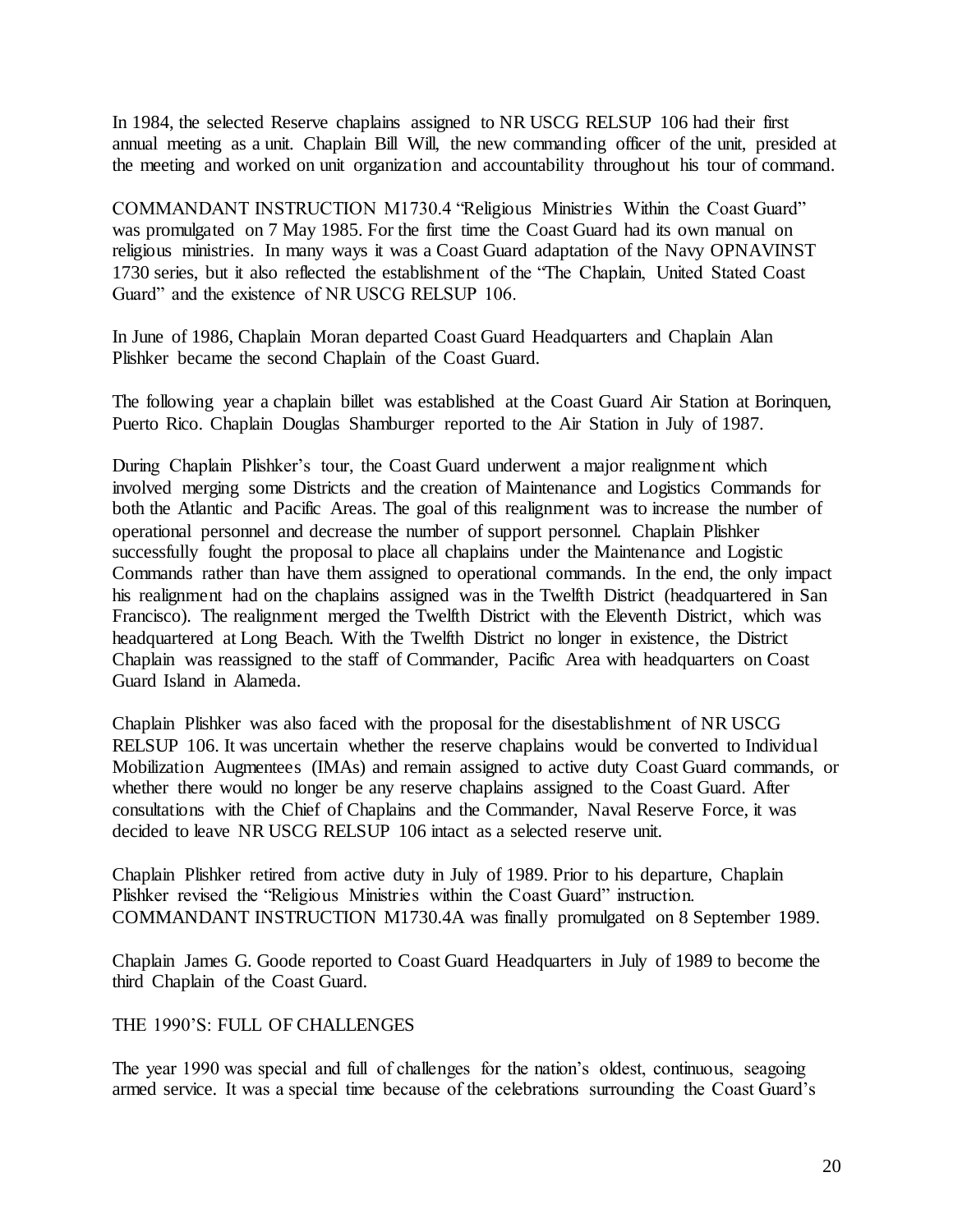In 1984, the selected Reserve chaplains assigned to NR USCG RELSUP 106 had their first annual meeting as a unit. Chaplain Bill Will, the new commanding officer of the unit, presided at the meeting and worked on unit organization and accountability throughout his tour of command.

COMMANDANT INSTRUCTION M1730.4 "Religious Ministries Within the Coast Guard" was promulgated on 7 May 1985. For the first time the Coast Guard had its own manual on religious ministries. In many ways it was a Coast Guard adaptation of the Navy OPNAVINST 1730 series, but it also reflected the establishment of the "The Chaplain, United Stated Coast Guard" and the existence of NR USCG RELSUP 106.

In June of 1986, Chaplain Moran departed Coast Guard Headquarters and Chaplain Alan Plishker became the second Chaplain of the Coast Guard.

The following year a chaplain billet was established at the Coast Guard Air Station at Borinquen, Puerto Rico. Chaplain Douglas Shamburger reported to the Air Station in July of 1987.

During Chaplain Plishker's tour, the Coast Guard underwent a major realignment which involved merging some Districts and the creation of Maintenance and Logistics Commands for both the Atlantic and Pacific Areas. The goal of this realignment was to increase the number of operational personnel and decrease the number of support personnel. Chaplain Plishker successfully fought the proposal to place all chaplains under the Maintenance and Logistic Commands rather than have them assigned to operational commands. In the end, the only impact his realignment had on the chaplains assigned was in the Twelfth District (headquartered in San Francisco). The realignment merged the Twelfth District with the Eleventh District, which was headquartered at Long Beach. With the Twelfth District no longer in existence, the District Chaplain was reassigned to the staff of Commander, Pacific Area with headquarters on Coast Guard Island in Alameda.

Chaplain Plishker was also faced with the proposal for the disestablishment of NR USCG RELSUP 106. It was uncertain whether the reserve chaplains would be converted to Individual Mobilization Augmentees (IMAs) and remain assigned to active duty Coast Guard commands, or whether there would no longer be any reserve chaplains assigned to the Coast Guard. After consultations with the Chief of Chaplains and the Commander, Naval Reserve Force, it was decided to leave NR USCG RELSUP 106 intact as a selected reserve unit.

Chaplain Plishker retired from active duty in July of 1989. Prior to his departure, Chaplain Plishker revised the "Religious Ministries within the Coast Guard" instruction. COMMANDANT INSTRUCTION M1730.4A was finally promulgated on 8 September 1989.

Chaplain James G. Goode reported to Coast Guard Headquarters in July of 1989 to become the third Chaplain of the Coast Guard.

## THE 1990'S: FULL OF CHALLENGES

The year 1990 was special and full of challenges for the nation's oldest, continuous, seagoing armed service. It was a special time because of the celebrations surrounding the Coast Guard's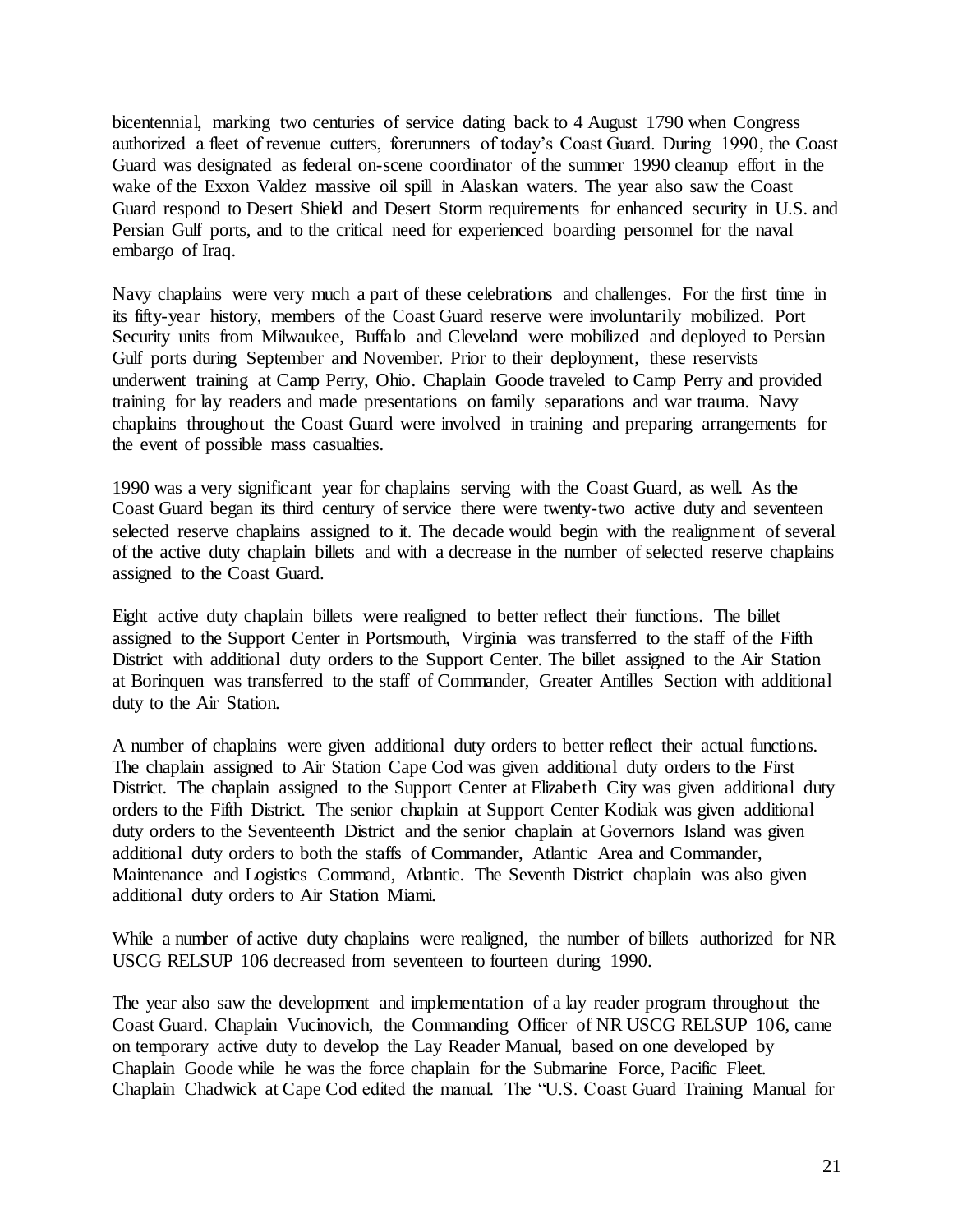bicentennial, marking two centuries of service dating back to 4 August 1790 when Congress authorized a fleet of revenue cutters, forerunners of today's Coast Guard. During 1990, the Coast Guard was designated as federal on-scene coordinator of the summer 1990 cleanup effort in the wake of the Exxon Valdez massive oil spill in Alaskan waters. The year also saw the Coast Guard respond to Desert Shield and Desert Storm requirements for enhanced security in U.S. and Persian Gulf ports, and to the critical need for experienced boarding personnel for the naval embargo of Iraq.

Navy chaplains were very much a part of these celebrations and challenges. For the first time in its fifty-year history, members of the Coast Guard reserve were involuntarily mobilized. Port Security units from Milwaukee, Buffalo and Cleveland were mobilized and deployed to Persian Gulf ports during September and November. Prior to their deployment, these reservists underwent training at Camp Perry, Ohio. Chaplain Goode traveled to Camp Perry and provided training for lay readers and made presentations on family separations and war trauma. Navy chaplains throughout the Coast Guard were involved in training and preparing arrangements for the event of possible mass casualties.

1990 was a very significant year for chaplains serving with the Coast Guard, as well. As the Coast Guard began its third century of service there were twenty-two active duty and seventeen selected reserve chaplains assigned to it. The decade would begin with the realignment of several of the active duty chaplain billets and with a decrease in the number of selected reserve chaplains assigned to the Coast Guard.

Eight active duty chaplain billets were realigned to better reflect their functions. The billet assigned to the Support Center in Portsmouth, Virginia was transferred to the staff of the Fifth District with additional duty orders to the Support Center. The billet assigned to the Air Station at Borinquen was transferred to the staff of Commander, Greater Antilles Section with additional duty to the Air Station.

A number of chaplains were given additional duty orders to better reflect their actual functions. The chaplain assigned to Air Station Cape Cod was given additional duty orders to the First District. The chaplain assigned to the Support Center at Elizabeth City was given additional duty orders to the Fifth District. The senior chaplain at Support Center Kodiak was given additional duty orders to the Seventeenth District and the senior chaplain at Governors Island was given additional duty orders to both the staffs of Commander, Atlantic Area and Commander, Maintenance and Logistics Command, Atlantic. The Seventh District chaplain was also given additional duty orders to Air Station Miami.

While a number of active duty chaplains were realigned, the number of billets authorized for NR USCG RELSUP 106 decreased from seventeen to fourteen during 1990.

The year also saw the development and implementation of a lay reader program throughout the Coast Guard. Chaplain Vucinovich, the Commanding Officer of NR USCG RELSUP 106, came on temporary active duty to develop the Lay Reader Manual, based on one developed by Chaplain Goode while he was the force chaplain for the Submarine Force, Pacific Fleet. Chaplain Chadwick at Cape Cod edited the manual. The "U.S. Coast Guard Training Manual for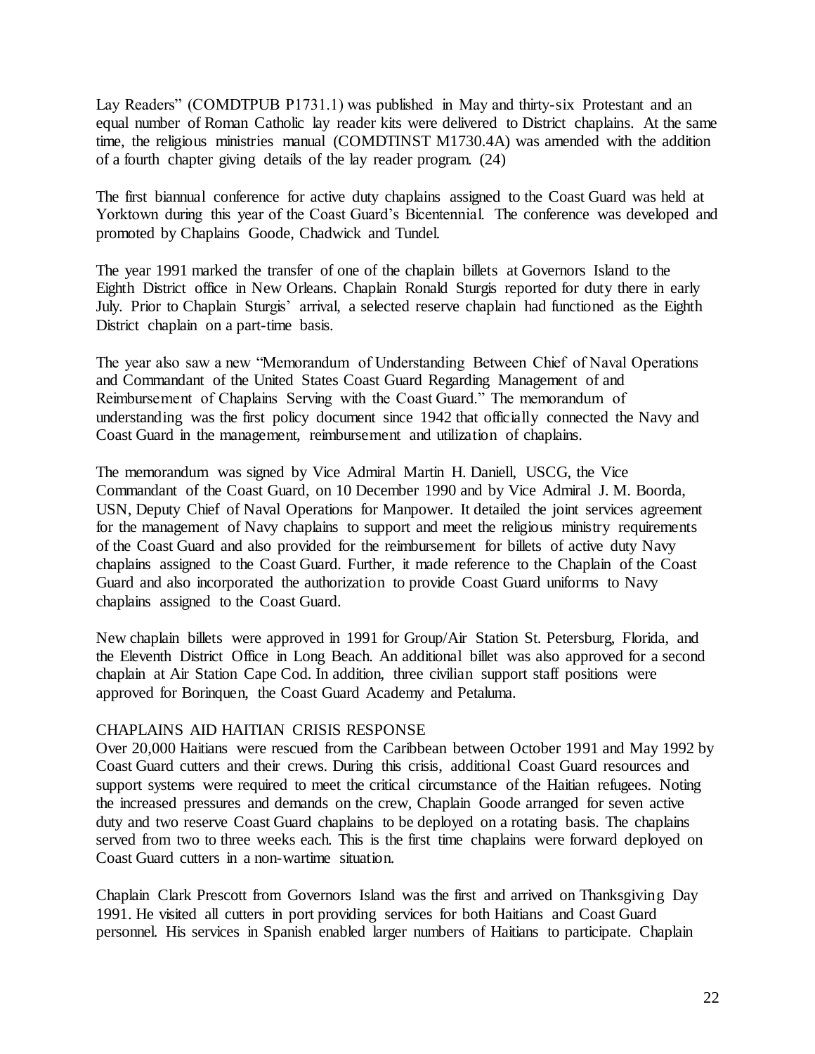Lay Readers" (COMDTPUB P1731.1) was published in May and thirty-six Protestant and an equal number of Roman Catholic lay reader kits were delivered to District chaplains. At the same time, the religious ministries manual (COMDTINST M1730.4A) was amended with the addition of a fourth chapter giving details of the lay reader program. (24)

The first biannual conference for active duty chaplains assigned to the Coast Guard was held at Yorktown during this year of the Coast Guard's Bicentennial. The conference was developed and promoted by Chaplains Goode, Chadwick and Tundel.

The year 1991 marked the transfer of one of the chaplain billets at Governors Island to the Eighth District office in New Orleans. Chaplain Ronald Sturgis reported for duty there in early July. Prior to Chaplain Sturgis' arrival, a selected reserve chaplain had functioned as the Eighth District chaplain on a part-time basis.

The year also saw a new "Memorandum of Understanding Between Chief of Naval Operations and Commandant of the United States Coast Guard Regarding Management of and Reimbursement of Chaplains Serving with the Coast Guard." The memorandum of understanding was the first policy document since 1942 that officially connected the Navy and Coast Guard in the management, reimbursement and utilization of chaplains.

The memorandum was signed by Vice Admiral Martin H. Daniell, USCG, the Vice Commandant of the Coast Guard, on 10 December 1990 and by Vice Admiral J. M. Boorda, USN, Deputy Chief of Naval Operations for Manpower. It detailed the joint services agreement for the management of Navy chaplains to support and meet the religious ministry requirements of the Coast Guard and also provided for the reimbursement for billets of active duty Navy chaplains assigned to the Coast Guard. Further, it made reference to the Chaplain of the Coast Guard and also incorporated the authorization to provide Coast Guard uniforms to Navy chaplains assigned to the Coast Guard.

New chaplain billets were approved in 1991 for Group/Air Station St. Petersburg, Florida, and the Eleventh District Office in Long Beach. An additional billet was also approved for a second chaplain at Air Station Cape Cod. In addition, three civilian support staff positions were approved for Borinquen, the Coast Guard Academy and Petaluma.

## CHAPLAINS AID HAITIAN CRISIS RESPONSE

Over 20,000 Haitians were rescued from the Caribbean between October 1991 and May 1992 by Coast Guard cutters and their crews. During this crisis, additional Coast Guard resources and support systems were required to meet the critical circumstance of the Haitian refugees. Noting the increased pressures and demands on the crew, Chaplain Goode arranged for seven active duty and two reserve Coast Guard chaplains to be deployed on a rotating basis. The chaplains served from two to three weeks each. This is the first time chaplains were forward deployed on Coast Guard cutters in a non-wartime situation.

Chaplain Clark Prescott from Governors Island was the first and arrived on Thanksgiving Day 1991. He visited all cutters in port providing services for both Haitians and Coast Guard personnel. His services in Spanish enabled larger numbers of Haitians to participate. Chaplain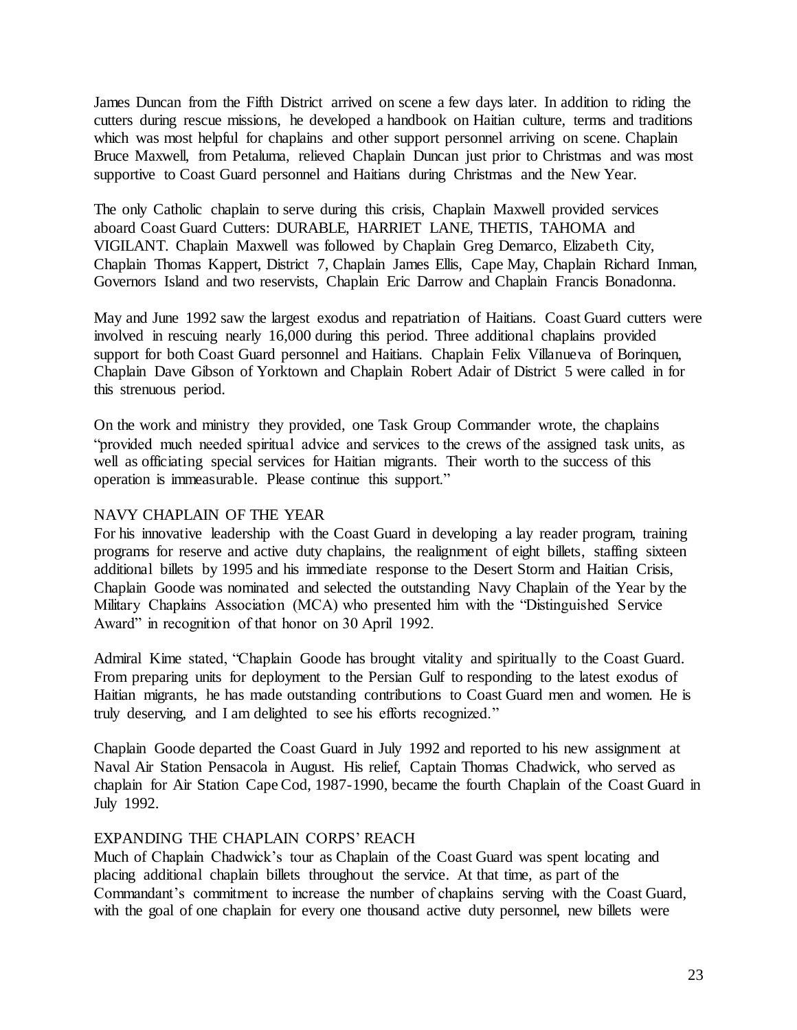James Duncan from the Fifth District arrived on scene a few days later. In addition to riding the cutters during rescue missions, he developed a handbook on Haitian culture, terms and traditions which was most helpful for chaplains and other support personnel arriving on scene. Chaplain Bruce Maxwell, from Petaluma, relieved Chaplain Duncan just prior to Christmas and was most supportive to Coast Guard personnel and Haitians during Christmas and the New Year.

The only Catholic chaplain to serve during this crisis, Chaplain Maxwell provided services aboard Coast Guard Cutters: DURABLE, HARRIET LANE, THETIS, TAHOMA and VIGILANT. Chaplain Maxwell was followed by Chaplain Greg Demarco, Elizabeth City, Chaplain Thomas Kappert, District 7, Chaplain James Ellis, Cape May, Chaplain Richard Inman, Governors Island and two reservists, Chaplain Eric Darrow and Chaplain Francis Bonadonna.

May and June 1992 saw the largest exodus and repatriation of Haitians. Coast Guard cutters were involved in rescuing nearly 16,000 during this period. Three additional chaplains provided support for both Coast Guard personnel and Haitians. Chaplain Felix Villanueva of Borinquen, Chaplain Dave Gibson of Yorktown and Chaplain Robert Adair of District 5 were called in for this strenuous period.

On the work and ministry they provided, one Task Group Commander wrote, the chaplains "provided much needed spiritual advice and services to the crews of the assigned task units, as well as officiating special services for Haitian migrants. Their worth to the success of this operation is immeasurable. Please continue this support."

## NAVY CHAPLAIN OF THE YEAR

For his innovative leadership with the Coast Guard in developing a lay reader program, training programs for reserve and active duty chaplains, the realignment of eight billets, staffing sixteen additional billets by 1995 and his immediate response to the Desert Storm and Haitian Crisis, Chaplain Goode was nominated and selected the outstanding Navy Chaplain of the Year by the Military Chaplains Association (MCA) who presented him with the "Distinguished Service Award" in recognition of that honor on 30 April 1992.

Admiral Kime stated, "Chaplain Goode has brought vitality and spiritually to the Coast Guard. From preparing units for deployment to the Persian Gulf to responding to the latest exodus of Haitian migrants, he has made outstanding contributions to Coast Guard men and women. He is truly deserving, and I am delighted to see his efforts recognized."

Chaplain Goode departed the Coast Guard in July 1992 and reported to his new assignment at Naval Air Station Pensacola in August. His relief, Captain Thomas Chadwick, who served as chaplain for Air Station Cape Cod, 1987-1990, became the fourth Chaplain of the Coast Guard in July 1992.

## EXPANDING THE CHAPLAIN CORPS' REACH

Much of Chaplain Chadwick's tour as Chaplain of the Coast Guard was spent locating and placing additional chaplain billets throughout the service. At that time, as part of the Commandant's commitment to increase the number of chaplains serving with the Coast Guard, with the goal of one chaplain for every one thousand active duty personnel, new billets were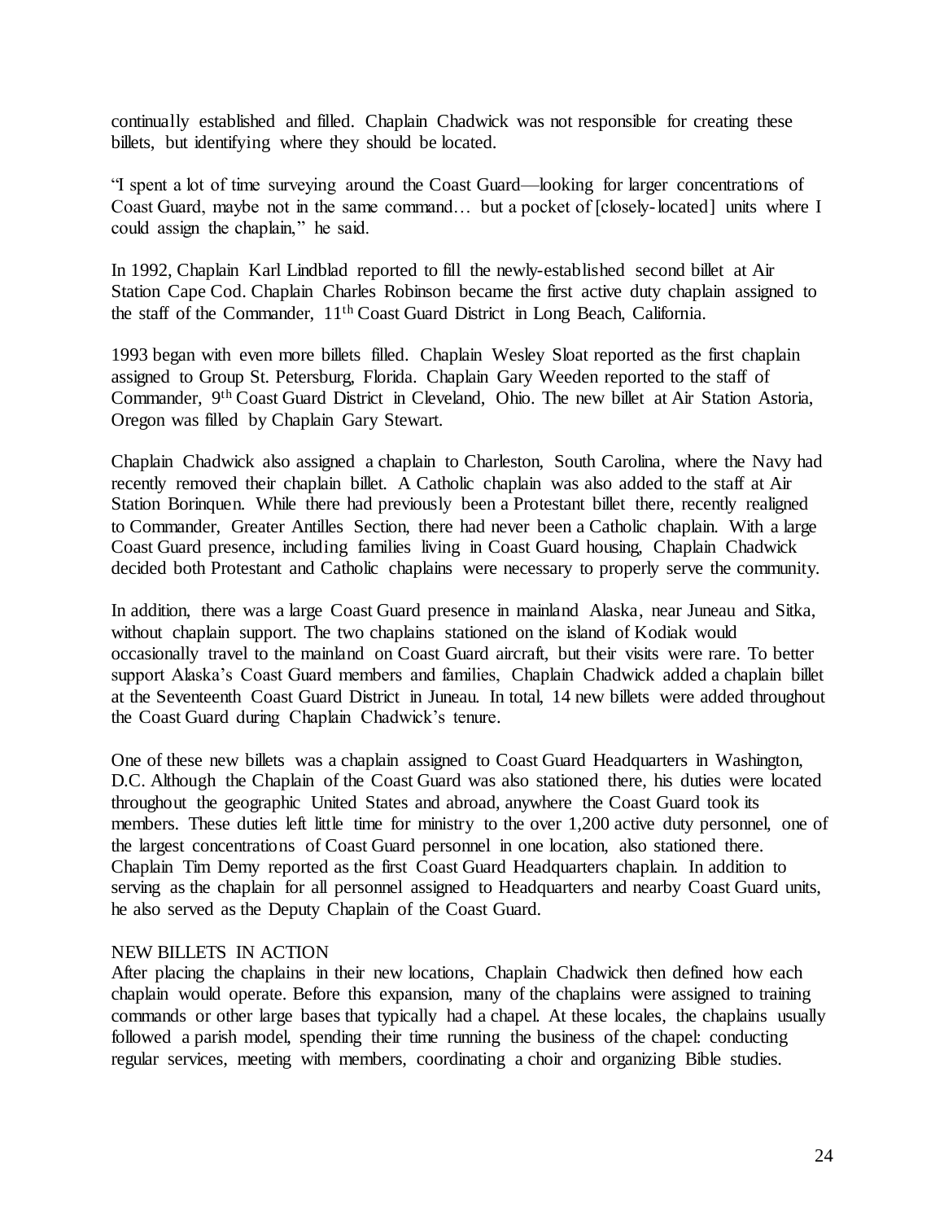continually established and filled. Chaplain Chadwick was not responsible for creating these billets, but identifying where they should be located.

"I spent a lot of time surveying around the Coast Guard—looking for larger concentrations of Coast Guard, maybe not in the same command… but a pocket of [closely-located] units where I could assign the chaplain," he said.

In 1992, Chaplain Karl Lindblad reported to fill the newly-established second billet at Air Station Cape Cod. Chaplain Charles Robinson became the first active duty chaplain assigned to the staff of the Commander, 11th Coast Guard District in Long Beach, California.

1993 began with even more billets filled. Chaplain Wesley Sloat reported as the first chaplain assigned to Group St. Petersburg, Florida. Chaplain Gary Weeden reported to the staff of Commander, 9th Coast Guard District in Cleveland, Ohio. The new billet at Air Station Astoria, Oregon was filled by Chaplain Gary Stewart.

Chaplain Chadwick also assigned a chaplain to Charleston, South Carolina, where the Navy had recently removed their chaplain billet. A Catholic chaplain was also added to the staff at Air Station Borinquen. While there had previously been a Protestant billet there, recently realigned to Commander, Greater Antilles Section, there had never been a Catholic chaplain. With a large Coast Guard presence, including families living in Coast Guard housing, Chaplain Chadwick decided both Protestant and Catholic chaplains were necessary to properly serve the community.

In addition, there was a large Coast Guard presence in mainland Alaska, near Juneau and Sitka, without chaplain support. The two chaplains stationed on the island of Kodiak would occasionally travel to the mainland on Coast Guard aircraft, but their visits were rare. To better support Alaska's Coast Guard members and families, Chaplain Chadwick added a chaplain billet at the Seventeenth Coast Guard District in Juneau. In total, 14 new billets were added throughout the Coast Guard during Chaplain Chadwick's tenure.

One of these new billets was a chaplain assigned to Coast Guard Headquarters in Washington, D.C. Although the Chaplain of the Coast Guard was also stationed there, his duties were located throughout the geographic United States and abroad, anywhere the Coast Guard took its members. These duties left little time for ministry to the over 1,200 active duty personnel, one of the largest concentrations of Coast Guard personnel in one location, also stationed there. Chaplain Tim Demy reported as the first Coast Guard Headquarters chaplain. In addition to serving as the chaplain for all personnel assigned to Headquarters and nearby Coast Guard units, he also served as the Deputy Chaplain of the Coast Guard.

## NEW BILLETS IN ACTION

After placing the chaplains in their new locations, Chaplain Chadwick then defined how each chaplain would operate. Before this expansion, many of the chaplains were assigned to training commands or other large bases that typically had a chapel. At these locales, the chaplains usually followed a parish model, spending their time running the business of the chapel: conducting regular services, meeting with members, coordinating a choir and organizing Bible studies.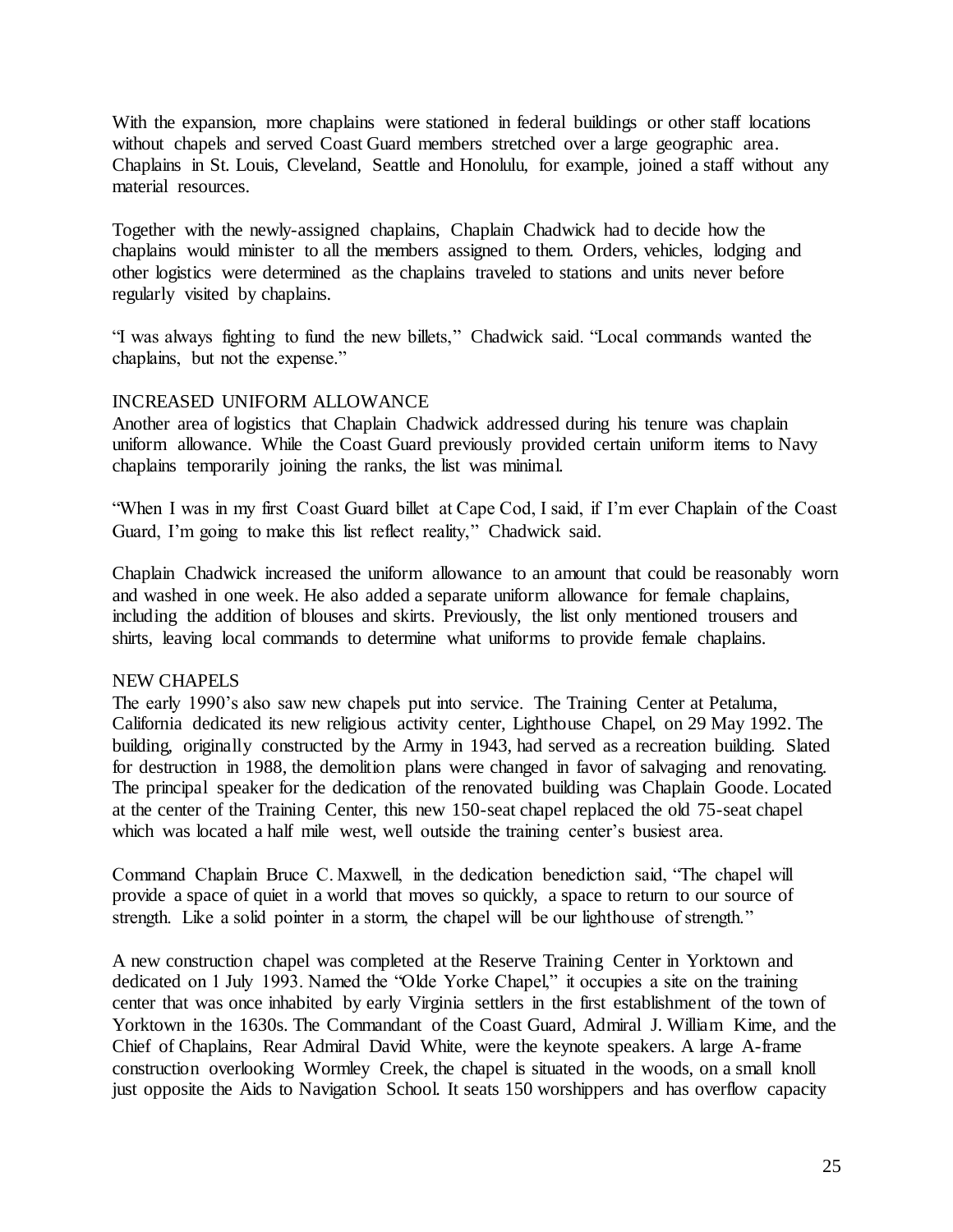With the expansion, more chaplains were stationed in federal buildings or other staff locations without chapels and served Coast Guard members stretched over a large geographic area. Chaplains in St. Louis, Cleveland, Seattle and Honolulu, for example, joined a staff without any material resources.

Together with the newly-assigned chaplains, Chaplain Chadwick had to decide how the chaplains would minister to all the members assigned to them. Orders, vehicles, lodging and other logistics were determined as the chaplains traveled to stations and units never before regularly visited by chaplains.

"I was always fighting to fund the new billets," Chadwick said. "Local commands wanted the chaplains, but not the expense."

## INCREASED UNIFORM ALLOWANCE

Another area of logistics that Chaplain Chadwick addressed during his tenure was chaplain uniform allowance. While the Coast Guard previously provided certain uniform items to Navy chaplains temporarily joining the ranks, the list was minimal.

"When I was in my first Coast Guard billet at Cape Cod, I said, if I'm ever Chaplain of the Coast Guard, I'm going to make this list reflect reality," Chadwick said.

Chaplain Chadwick increased the uniform allowance to an amount that could be reasonably worn and washed in one week. He also added a separate uniform allowance for female chaplains, including the addition of blouses and skirts. Previously, the list only mentioned trousers and shirts, leaving local commands to determine what uniforms to provide female chaplains.

## NEW CHAPELS

The early 1990's also saw new chapels put into service. The Training Center at Petaluma, California dedicated its new religious activity center, Lighthouse Chapel, on 29 May 1992. The building, originally constructed by the Army in 1943, had served as a recreation building. Slated for destruction in 1988, the demolition plans were changed in favor of salvaging and renovating. The principal speaker for the dedication of the renovated building was Chaplain Goode. Located at the center of the Training Center, this new 150-seat chapel replaced the old 75-seat chapel which was located a half mile west, well outside the training center's busiest area.

Command Chaplain Bruce C. Maxwell, in the dedication benediction said, "The chapel will provide a space of quiet in a world that moves so quickly, a space to return to our source of strength. Like a solid pointer in a storm, the chapel will be our lighthouse of strength."

A new construction chapel was completed at the Reserve Training Center in Yorktown and dedicated on 1 July 1993. Named the "Olde Yorke Chapel," it occupies a site on the training center that was once inhabited by early Virginia settlers in the first establishment of the town of Yorktown in the 1630s. The Commandant of the Coast Guard, Admiral J. William Kime, and the Chief of Chaplains, Rear Admiral David White, were the keynote speakers. A large A-frame construction overlooking Wormley Creek, the chapel is situated in the woods, on a small knoll just opposite the Aids to Navigation School. It seats 150 worshippers and has overflow capacity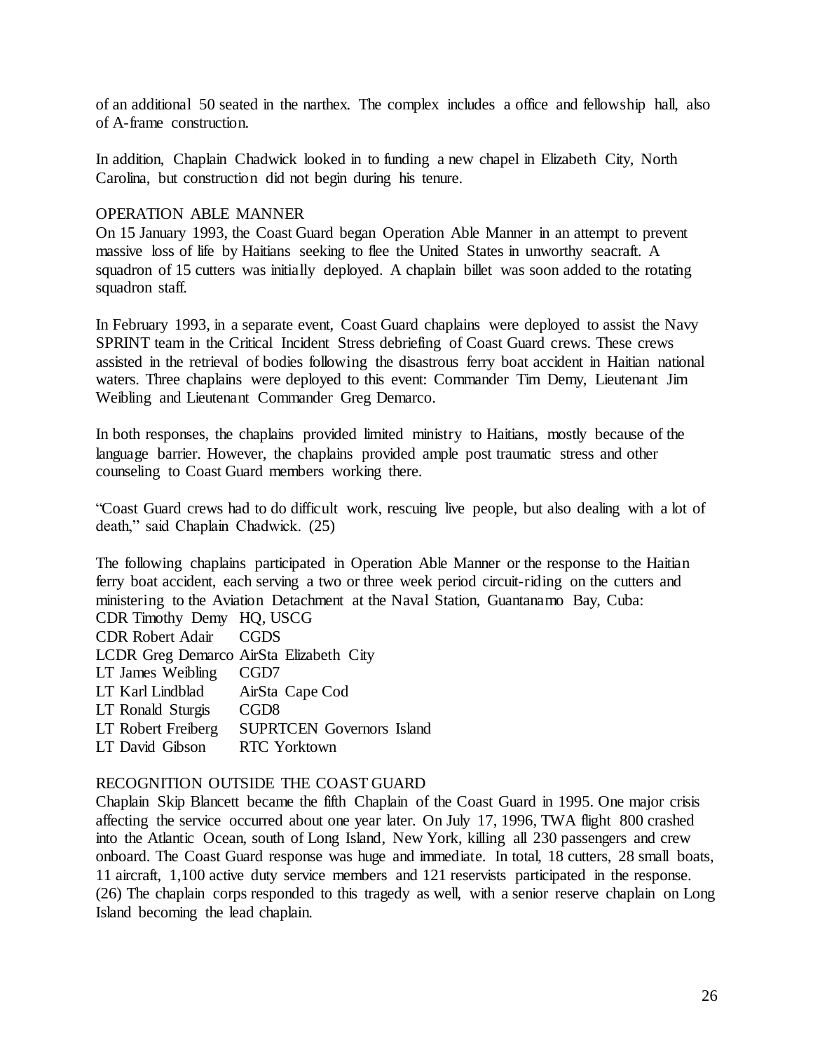of an additional 50 seated in the narthex. The complex includes a office and fellowship hall, also of A-frame construction.

In addition, Chaplain Chadwick looked in to funding a new chapel in Elizabeth City, North Carolina, but construction did not begin during his tenure.

## OPERATION ABLE MANNER

On 15 January 1993, the Coast Guard began Operation Able Manner in an attempt to prevent massive loss of life by Haitians seeking to flee the United States in unworthy seacraft. A squadron of 15 cutters was initially deployed. A chaplain billet was soon added to the rotating squadron staff.

In February 1993, in a separate event, Coast Guard chaplains were deployed to assist the Navy SPRINT team in the Critical Incident Stress debriefing of Coast Guard crews. These crews assisted in the retrieval of bodies following the disastrous ferry boat accident in Haitian national waters. Three chaplains were deployed to this event: Commander Tim Demy, Lieutenant Jim Weibling and Lieutenant Commander Greg Demarco.

In both responses, the chaplains provided limited ministry to Haitians, mostly because of the language barrier. However, the chaplains provided ample post traumatic stress and other counseling to Coast Guard members working there.

"Coast Guard crews had to do difficult work, rescuing live people, but also dealing with a lot of death," said Chaplain Chadwick. (25)

The following chaplains participated in Operation Able Manner or the response to the Haitian ferry boat accident, each serving a two or three week period circuit-riding on the cutters and ministering to the Aviation Detachment at the Naval Station, Guantanamo Bay, Cuba:

CDR Timothy Demy HQ, USCG
CDR Robert Adair CGDS
LCDR Greg Demarco AirSta Elizabeth City
LT James Weibling CGD7
LT Karl Lindblad AirSta Cape Cod
LT Ronald Sturgis CGD8
LT Robert Freiberg SUPRTCEN Governors Island
LT David Gibson RTC Yorktown

## RECOGNITION OUTSIDE THE COAST GUARD

Chaplain Skip Blancett became the fifth Chaplain of the Coast Guard in 1995. One major crisis affecting the service occurred about one year later. On July 17, 1996, TWA flight 800 crashed into the Atlantic Ocean, south of Long Island, New York, killing all 230 passengers and crew onboard. The Coast Guard response was huge and immediate. In total, 18 cutters, 28 small boats, 11 aircraft, 1,100 active duty service members and 121 reservists participated in the response. (26) The chaplain corps responded to this tragedy as well, with a senior reserve chaplain on Long Island becoming the lead chaplain.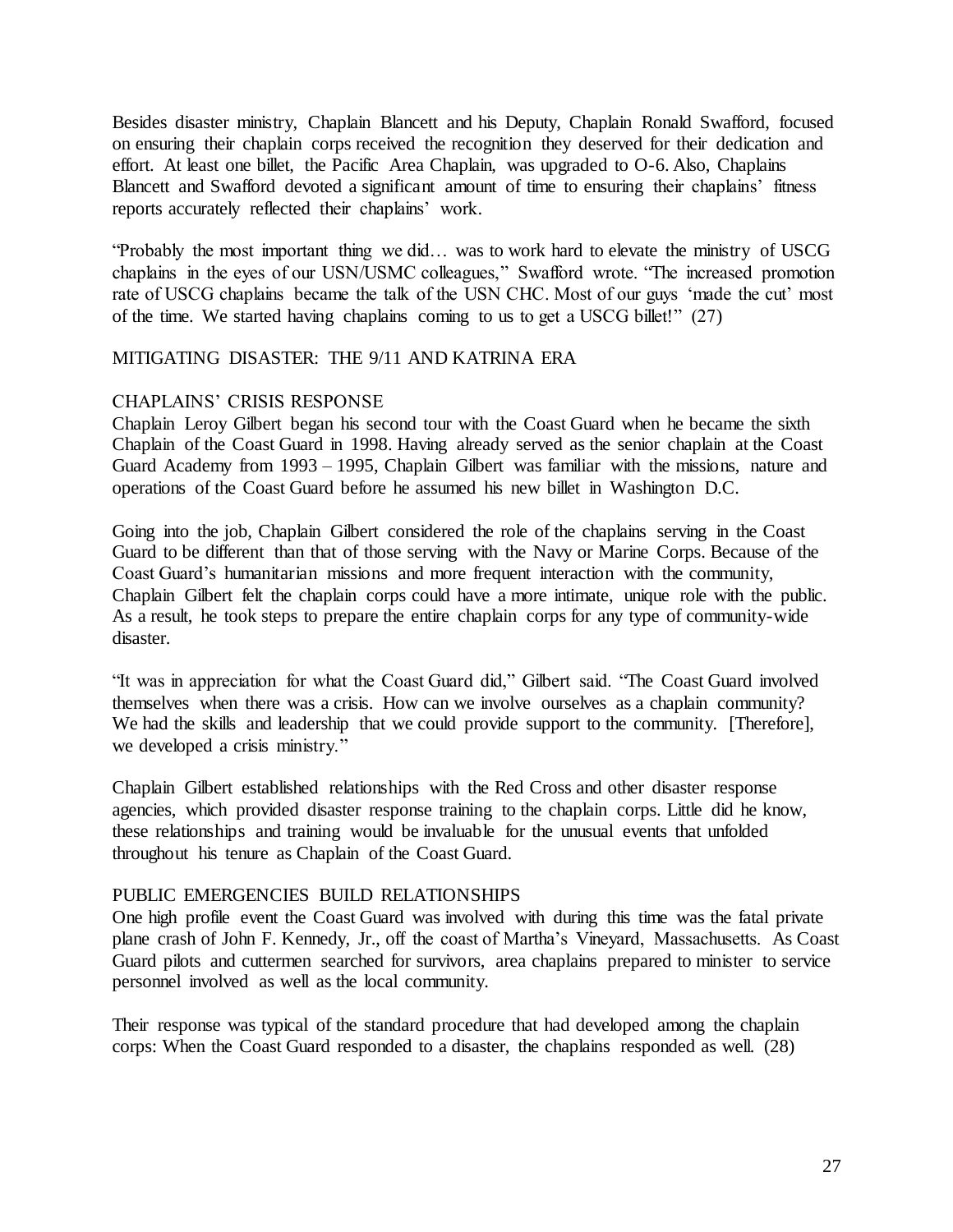Besides disaster ministry, Chaplain Blancett and his Deputy, Chaplain Ronald Swafford, focused on ensuring their chaplain corps received the recognition they deserved for their dedication and effort. At least one billet, the Pacific Area Chaplain, was upgraded to O-6. Also, Chaplains Blancett and Swafford devoted a significant amount of time to ensuring their chaplains' fitness reports accurately reflected their chaplains' work.

"Probably the most important thing we did… was to work hard to elevate the ministry of USCG chaplains in the eyes of our USN/USMC colleagues," Swafford wrote. "The increased promotion rate of USCG chaplains became the talk of the USN CHC. Most of our guys 'made the cut' most of the time. We started having chaplains coming to us to get a USCG billet!" (27)

## MITIGATING DISASTER: THE 9/11 AND KATRINA ERA

### CHAPLAINS' CRISIS RESPONSE

Chaplain Leroy Gilbert began his second tour with the Coast Guard when he became the sixth Chaplain of the Coast Guard in 1998. Having already served as the senior chaplain at the Coast Guard Academy from 1993 – 1995, Chaplain Gilbert was familiar with the missions, nature and operations of the Coast Guard before he assumed his new billet in Washington D.C.

Going into the job, Chaplain Gilbert considered the role of the chaplains serving in the Coast Guard to be different than that of those serving with the Navy or Marine Corps. Because of the Coast Guard's humanitarian missions and more frequent interaction with the community, Chaplain Gilbert felt the chaplain corps could have a more intimate, unique role with the public. As a result, he took steps to prepare the entire chaplain corps for any type of community-wide disaster.

"It was in appreciation for what the Coast Guard did," Gilbert said. "The Coast Guard involved themselves when there was a crisis. How can we involve ourselves as a chaplain community? We had the skills and leadership that we could provide support to the community. [Therefore], we developed a crisis ministry."

Chaplain Gilbert established relationships with the Red Cross and other disaster response agencies, which provided disaster response training to the chaplain corps. Little did he know, these relationships and training would be invaluable for the unusual events that unfolded throughout his tenure as Chaplain of the Coast Guard.

### PUBLIC EMERGENCIES BUILD RELATIONSHIPS

One high profile event the Coast Guard was involved with during this time was the fatal private plane crash of John F. Kennedy, Jr., off the coast of Martha's Vineyard, Massachusetts. As Coast Guard pilots and cuttermen searched for survivors, area chaplains prepared to minister to service personnel involved as well as the local community.

Their response was typical of the standard procedure that had developed among the chaplain corps: When the Coast Guard responded to a disaster, the chaplains responded as well. (28)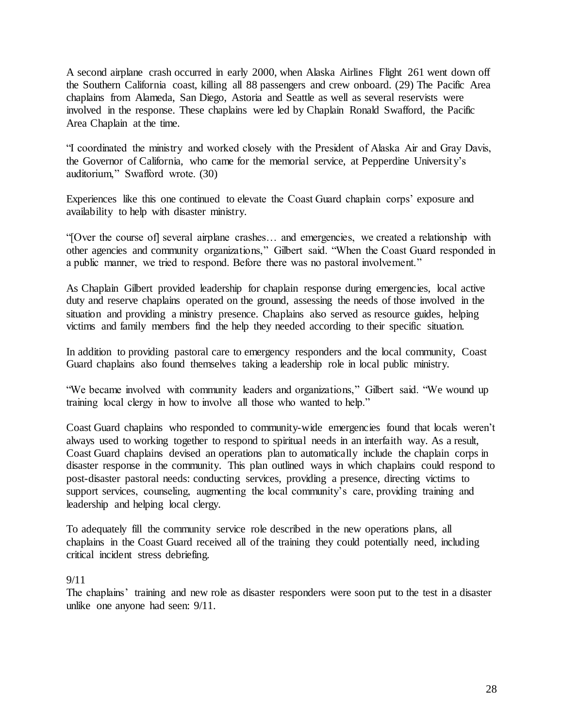A second airplane crash occurred in early 2000, when Alaska Airlines Flight 261 went down off the Southern California coast, killing all 88 passengers and crew onboard. (29) The Pacific Area chaplains from Alameda, San Diego, Astoria and Seattle as well as several reservists were involved in the response. These chaplains were led by Chaplain Ronald Swafford, the Pacific Area Chaplain at the time.

"I coordinated the ministry and worked closely with the President of Alaska Air and Gray Davis, the Governor of California, who came for the memorial service, at Pepperdine University's auditorium," Swafford wrote. (30)

Experiences like this one continued to elevate the Coast Guard chaplain corps' exposure and availability to help with disaster ministry.

"[Over the course of] several airplane crashes… and emergencies, we created a relationship with other agencies and community organizations," Gilbert said. "When the Coast Guard responded in a public manner, we tried to respond. Before there was no pastoral involvement."

As Chaplain Gilbert provided leadership for chaplain response during emergencies, local active duty and reserve chaplains operated on the ground, assessing the needs of those involved in the situation and providing a ministry presence. Chaplains also served as resource guides, helping victims and family members find the help they needed according to their specific situation.

In addition to providing pastoral care to emergency responders and the local community, Coast Guard chaplains also found themselves taking a leadership role in local public ministry.

"We became involved with community leaders and organizations," Gilbert said. "We wound up training local clergy in how to involve all those who wanted to help."

Coast Guard chaplains who responded to community-wide emergencies found that locals weren't always used to working together to respond to spiritual needs in an interfaith way. As a result, Coast Guard chaplains devised an operations plan to automatically include the chaplain corps in disaster response in the community. This plan outlined ways in which chaplains could respond to post-disaster pastoral needs: conducting services, providing a presence, directing victims to support services, counseling, augmenting the local community's care, providing training and leadership and helping local clergy.

To adequately fill the community service role described in the new operations plans, all chaplains in the Coast Guard received all of the training they could potentially need, including critical incident stress debriefing.

## 9/11

The chaplains' training and new role as disaster responders were soon put to the test in a disaster unlike one anyone had seen: 9/11.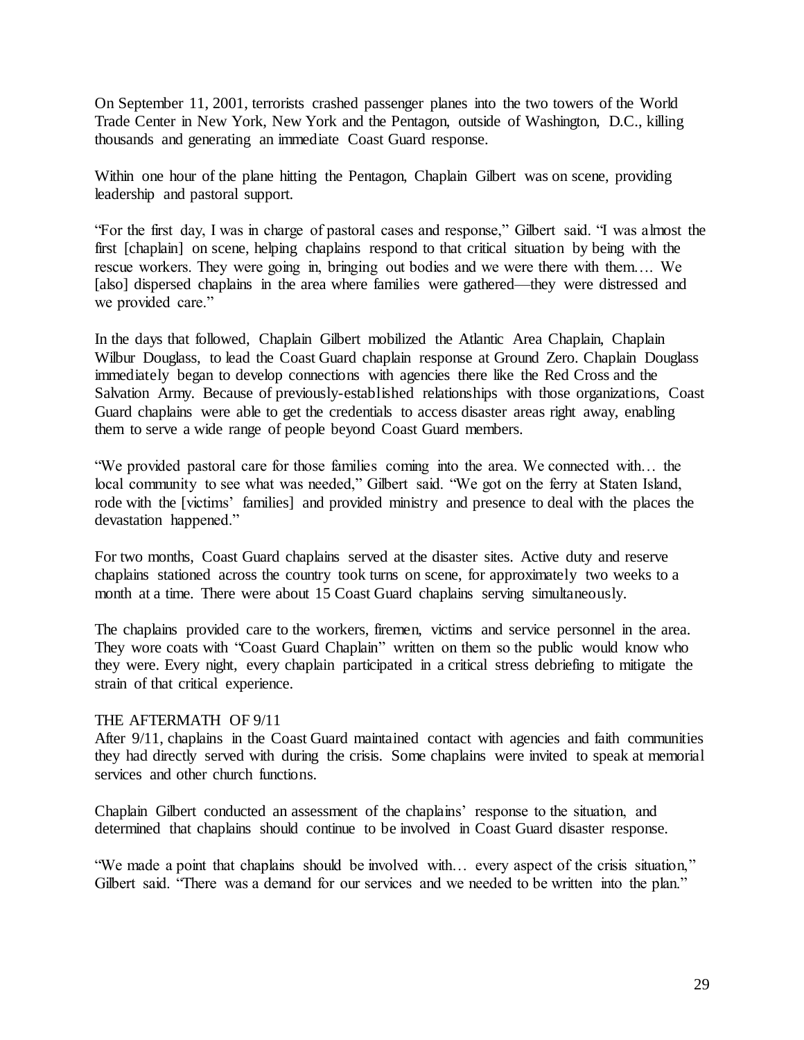On September 11, 2001, terrorists crashed passenger planes into the two towers of the World Trade Center in New York, New York and the Pentagon, outside of Washington, D.C., killing thousands and generating an immediate Coast Guard response.

Within one hour of the plane hitting the Pentagon, Chaplain Gilbert was on scene, providing leadership and pastoral support.

"For the first day, I was in charge of pastoral cases and response," Gilbert said. "I was almost the first [chaplain] on scene, helping chaplains respond to that critical situation by being with the rescue workers. They were going in, bringing out bodies and we were there with them…. We [also] dispersed chaplains in the area where families were gathered—they were distressed and we provided care."

In the days that followed, Chaplain Gilbert mobilized the Atlantic Area Chaplain, Chaplain Wilbur Douglass, to lead the Coast Guard chaplain response at Ground Zero. Chaplain Douglass immediately began to develop connections with agencies there like the Red Cross and the Salvation Army. Because of previously-established relationships with those organizations, Coast Guard chaplains were able to get the credentials to access disaster areas right away, enabling them to serve a wide range of people beyond Coast Guard members.

"We provided pastoral care for those families coming into the area. We connected with… the local community to see what was needed," Gilbert said. "We got on the ferry at Staten Island, rode with the [victims' families] and provided ministry and presence to deal with the places the devastation happened."

For two months, Coast Guard chaplains served at the disaster sites. Active duty and reserve chaplains stationed across the country took turns on scene, for approximately two weeks to a month at a time. There were about 15 Coast Guard chaplains serving simultaneously.

The chaplains provided care to the workers, firemen, victims and service personnel in the area. They wore coats with "Coast Guard Chaplain" written on them so the public would know who they were. Every night, every chaplain participated in a critical stress debriefing to mitigate the strain of that critical experience.

## THE AFTERMATH OF 9/11

After 9/11, chaplains in the Coast Guard maintained contact with agencies and faith communities they had directly served with during the crisis. Some chaplains were invited to speak at memorial services and other church functions.

Chaplain Gilbert conducted an assessment of the chaplains' response to the situation, and determined that chaplains should continue to be involved in Coast Guard disaster response.

"We made a point that chaplains should be involved with… every aspect of the crisis situation," Gilbert said. "There was a demand for our services and we needed to be written into the plan."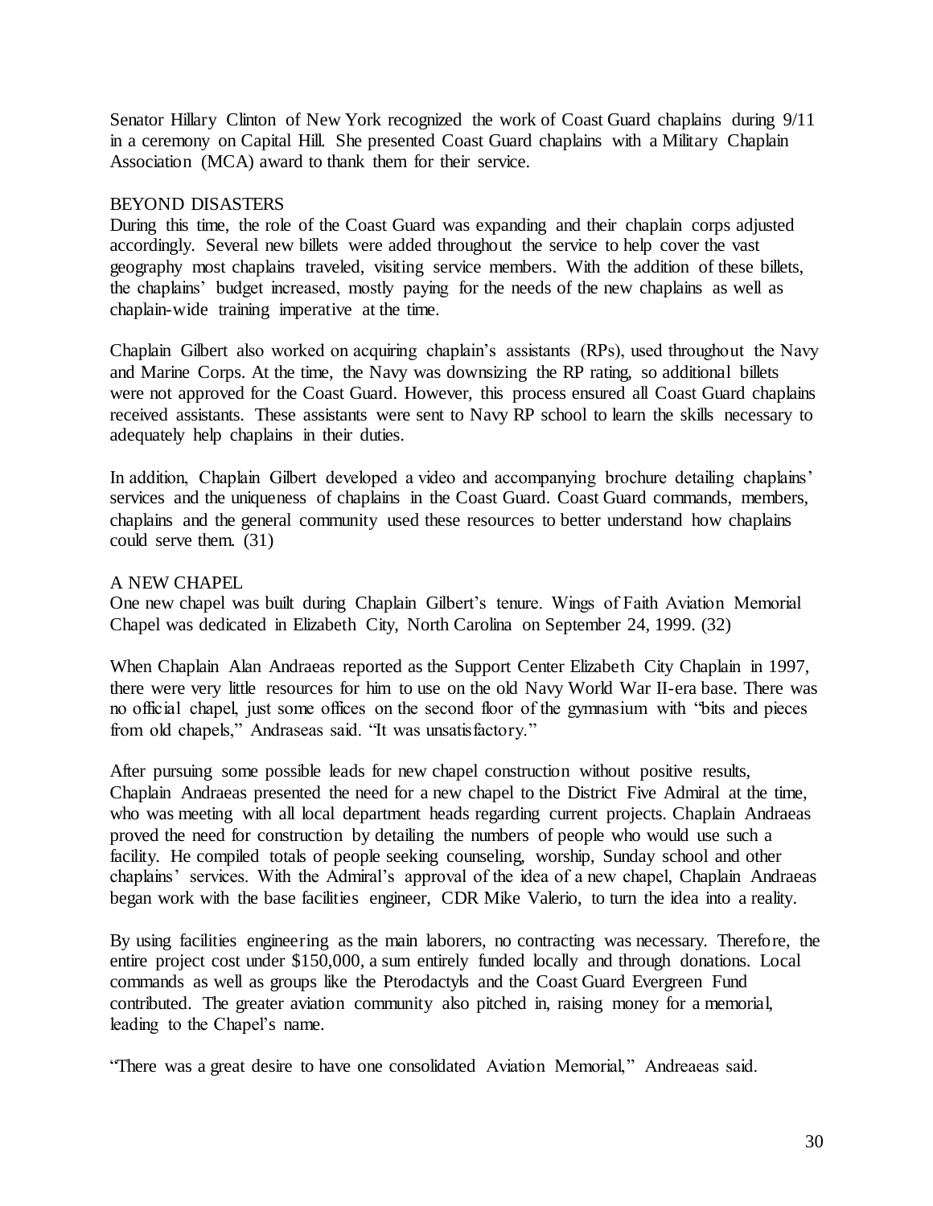Senator Hillary Clinton of New York recognized the work of Coast Guard chaplains during 9/11 in a ceremony on Capital Hill. She presented Coast Guard chaplains with a Military Chaplain Association (MCA) award to thank them for their service.

## BEYOND DISASTERS

During this time, the role of the Coast Guard was expanding and their chaplain corps adjusted accordingly. Several new billets were added throughout the service to help cover the vast geography most chaplains traveled, visiting service members. With the addition of these billets, the chaplains' budget increased, mostly paying for the needs of the new chaplains as well as chaplain-wide training imperative at the time.

Chaplain Gilbert also worked on acquiring chaplain's assistants (RPs), used throughout the Navy and Marine Corps. At the time, the Navy was downsizing the RP rating, so additional billets were not approved for the Coast Guard. However, this process ensured all Coast Guard chaplains received assistants. These assistants were sent to Navy RP school to learn the skills necessary to adequately help chaplains in their duties.

In addition, Chaplain Gilbert developed a video and accompanying brochure detailing chaplains' services and the uniqueness of chaplains in the Coast Guard. Coast Guard commands, members, chaplains and the general community used these resources to better understand how chaplains could serve them. (31)

## A NEW CHAPEL

One new chapel was built during Chaplain Gilbert's tenure. Wings of Faith Aviation Memorial Chapel was dedicated in Elizabeth City, North Carolina on September 24, 1999. (32)

When Chaplain Alan Andraeas reported as the Support Center Elizabeth City Chaplain in 1997, there were very little resources for him to use on the old Navy World War II-era base. There was no official chapel, just some offices on the second floor of the gymnasium with "bits and pieces from old chapels," Andraseas said. "It was unsatisfactory."

After pursuing some possible leads for new chapel construction without positive results, Chaplain Andraeas presented the need for a new chapel to the District Five Admiral at the time, who was meeting with all local department heads regarding current projects. Chaplain Andraeas proved the need for construction by detailing the numbers of people who would use such a facility. He compiled totals of people seeking counseling, worship, Sunday school and other chaplains' services. With the Admiral's approval of the idea of a new chapel, Chaplain Andraeas began work with the base facilities engineer, CDR Mike Valerio, to turn the idea into a reality.

By using facilities engineering as the main laborers, no contracting was necessary. Therefore, the entire project cost under $150,000, a sum entirely funded locally and through donations. Local commands as well as groups like the Pterodactyls and the Coast Guard Evergreen Fund contributed. The greater aviation community also pitched in, raising money for a memorial, leading to the Chapel's name.

"There was a great desire to have one consolidated Aviation Memorial," Andreaeas said.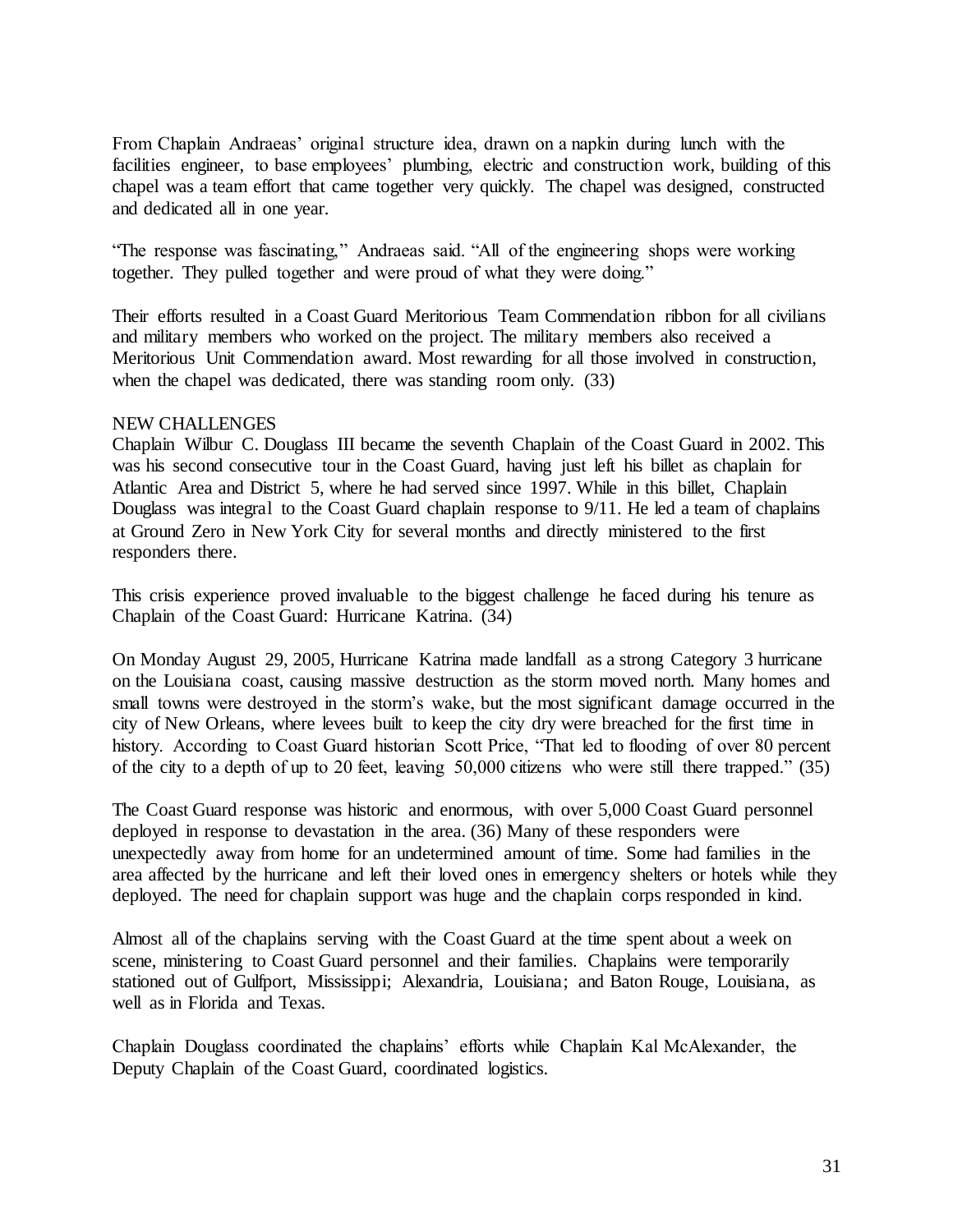From Chaplain Andraeas' original structure idea, drawn on a napkin during lunch with the facilities engineer, to base employees' plumbing, electric and construction work, building of this chapel was a team effort that came together very quickly. The chapel was designed, constructed and dedicated all in one year.

"The response was fascinating," Andraeas said. "All of the engineering shops were working together. They pulled together and were proud of what they were doing."

Their efforts resulted in a Coast Guard Meritorious Team Commendation ribbon for all civilians and military members who worked on the project. The military members also received a Meritorious Unit Commendation award. Most rewarding for all those involved in construction, when the chapel was dedicated, there was standing room only. (33)

## NEW CHALLENGES

Chaplain Wilbur C. Douglass III became the seventh Chaplain of the Coast Guard in 2002. This was his second consecutive tour in the Coast Guard, having just left his billet as chaplain for Atlantic Area and District 5, where he had served since 1997. While in this billet, Chaplain Douglass was integral to the Coast Guard chaplain response to 9/11. He led a team of chaplains at Ground Zero in New York City for several months and directly ministered to the first responders there.

This crisis experience proved invaluable to the biggest challenge he faced during his tenure as Chaplain of the Coast Guard: Hurricane Katrina. (34)

On Monday August 29, 2005, Hurricane Katrina made landfall as a strong Category 3 hurricane on the Louisiana coast, causing massive destruction as the storm moved north. Many homes and small towns were destroyed in the storm's wake, but the most significant damage occurred in the city of New Orleans, where levees built to keep the city dry were breached for the first time in history. According to Coast Guard historian Scott Price, "That led to flooding of over 80 percent of the city to a depth of up to 20 feet, leaving 50,000 citizens who were still there trapped." (35)

The Coast Guard response was historic and enormous, with over 5,000 Coast Guard personnel deployed in response to devastation in the area. (36) Many of these responders were unexpectedly away from home for an undetermined amount of time. Some had families in the area affected by the hurricane and left their loved ones in emergency shelters or hotels while they deployed. The need for chaplain support was huge and the chaplain corps responded in kind.

Almost all of the chaplains serving with the Coast Guard at the time spent about a week on scene, ministering to Coast Guard personnel and their families. Chaplains were temporarily stationed out of Gulfport, Mississippi; Alexandria, Louisiana; and Baton Rouge, Louisiana, as well as in Florida and Texas.

Chaplain Douglass coordinated the chaplains' efforts while Chaplain Kal McAlexander, the Deputy Chaplain of the Coast Guard, coordinated logistics.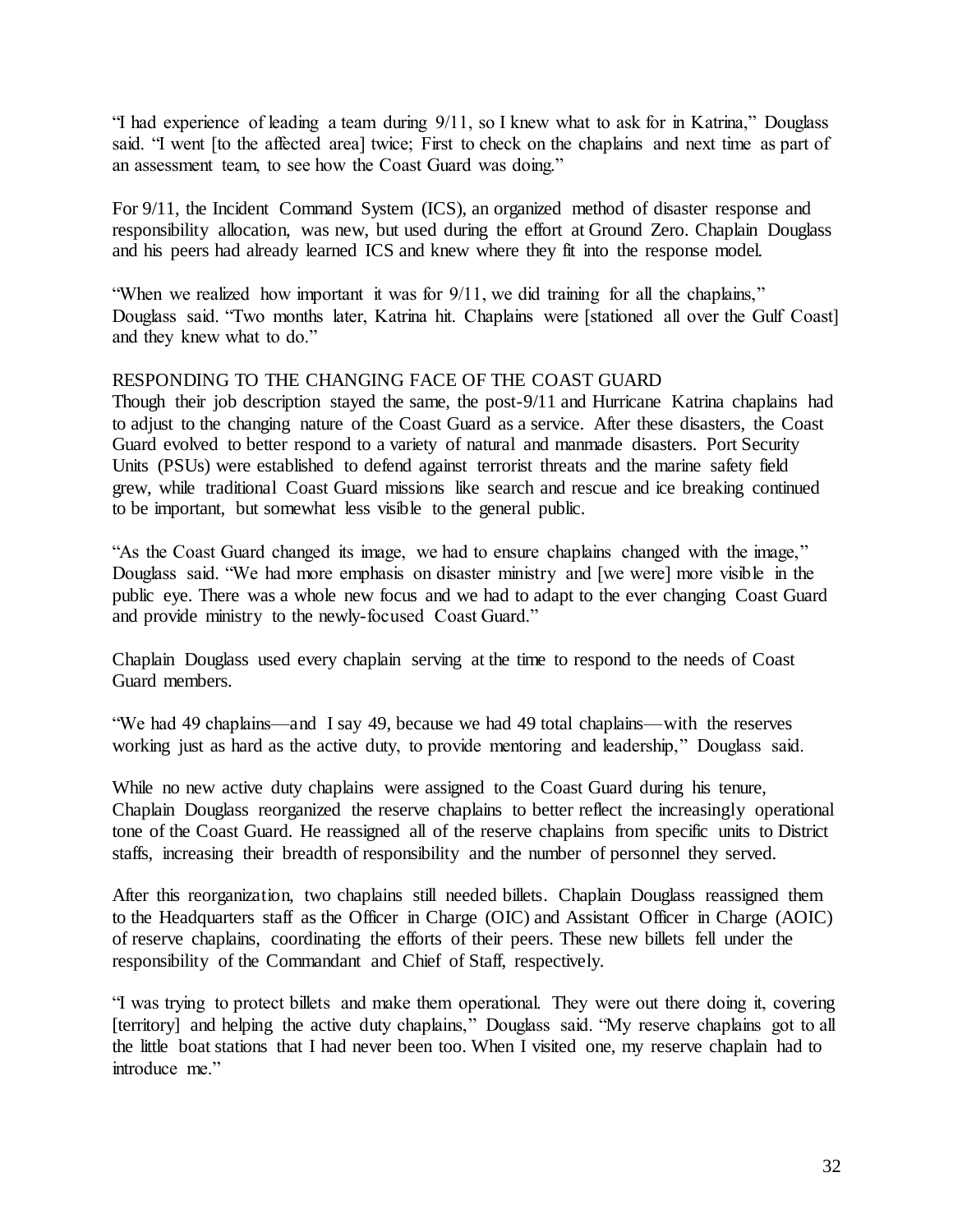"I had experience of leading a team during 9/11, so I knew what to ask for in Katrina," Douglass said. "I went [to the affected area] twice; First to check on the chaplains and next time as part of an assessment team, to see how the Coast Guard was doing."

For 9/11, the Incident Command System (ICS), an organized method of disaster response and responsibility allocation, was new, but used during the effort at Ground Zero. Chaplain Douglass and his peers had already learned ICS and knew where they fit into the response model.

"When we realized how important it was for 9/11, we did training for all the chaplains," Douglass said. "Two months later, Katrina hit. Chaplains were [stationed all over the Gulf Coast] and they knew what to do."

## RESPONDING TO THE CHANGING FACE OF THE COAST GUARD

Though their job description stayed the same, the post-9/11 and Hurricane Katrina chaplains had to adjust to the changing nature of the Coast Guard as a service. After these disasters, the Coast Guard evolved to better respond to a variety of natural and manmade disasters. Port Security Units (PSUs) were established to defend against terrorist threats and the marine safety field grew, while traditional Coast Guard missions like search and rescue and ice breaking continued to be important, but somewhat less visible to the general public.

"As the Coast Guard changed its image, we had to ensure chaplains changed with the image," Douglass said. "We had more emphasis on disaster ministry and [we were] more visible in the public eye. There was a whole new focus and we had to adapt to the ever changing Coast Guard and provide ministry to the newly-focused Coast Guard."

Chaplain Douglass used every chaplain serving at the time to respond to the needs of Coast Guard members.

"We had 49 chaplains—and I say 49, because we had 49 total chaplains—with the reserves working just as hard as the active duty, to provide mentoring and leadership," Douglass said.

While no new active duty chaplains were assigned to the Coast Guard during his tenure, Chaplain Douglass reorganized the reserve chaplains to better reflect the increasingly operational tone of the Coast Guard. He reassigned all of the reserve chaplains from specific units to District staffs, increasing their breadth of responsibility and the number of personnel they served.

After this reorganization, two chaplains still needed billets. Chaplain Douglass reassigned them to the Headquarters staff as the Officer in Charge (OIC) and Assistant Officer in Charge (AOIC) of reserve chaplains, coordinating the efforts of their peers. These new billets fell under the responsibility of the Commandant and Chief of Staff, respectively.

"I was trying to protect billets and make them operational. They were out there doing it, covering [territory] and helping the active duty chaplains," Douglass said. "My reserve chaplains got to all the little boat stations that I had never been too. When I visited one, my reserve chaplain had to introduce me."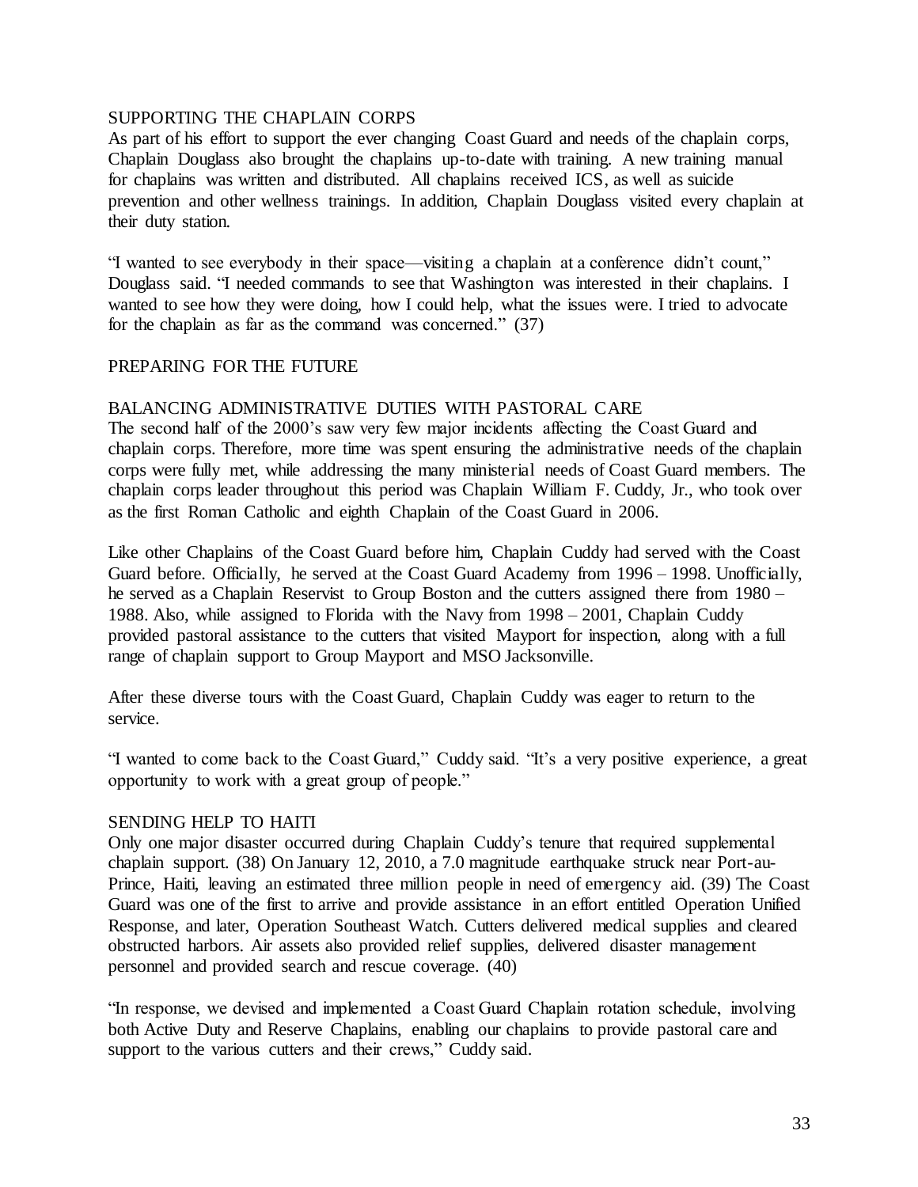## SUPPORTING THE CHAPLAIN CORPS

As part of his effort to support the ever changing Coast Guard and needs of the chaplain corps, Chaplain Douglass also brought the chaplains up-to-date with training. A new training manual for chaplains was written and distributed. All chaplains received ICS, as well as suicide prevention and other wellness trainings. In addition, Chaplain Douglass visited every chaplain at their duty station.

"I wanted to see everybody in their space—visiting a chaplain at a conference didn't count," Douglass said. "I needed commands to see that Washington was interested in their chaplains. I wanted to see how they were doing, how I could help, what the issues were. I tried to advocate for the chaplain as far as the command was concerned." (37)

## PREPARING FOR THE FUTURE

### BALANCING ADMINISTRATIVE DUTIES WITH PASTORAL CARE

The second half of the 2000's saw very few major incidents affecting the Coast Guard and chaplain corps. Therefore, more time was spent ensuring the administrative needs of the chaplain corps were fully met, while addressing the many ministerial needs of Coast Guard members. The chaplain corps leader throughout this period was Chaplain William F. Cuddy, Jr., who took over as the first Roman Catholic and eighth Chaplain of the Coast Guard in 2006.

Like other Chaplains of the Coast Guard before him, Chaplain Cuddy had served with the Coast Guard before. Officially, he served at the Coast Guard Academy from 1996 – 1998. Unofficially, he served as a Chaplain Reservist to Group Boston and the cutters assigned there from 1980 – 1988. Also, while assigned to Florida with the Navy from 1998 – 2001, Chaplain Cuddy provided pastoral assistance to the cutters that visited Mayport for inspection, along with a full range of chaplain support to Group Mayport and MSO Jacksonville.

After these diverse tours with the Coast Guard, Chaplain Cuddy was eager to return to the service.

"I wanted to come back to the Coast Guard," Cuddy said. "It's a very positive experience, a great opportunity to work with a great group of people."

### SENDING HELP TO HAITI

Only one major disaster occurred during Chaplain Cuddy's tenure that required supplemental chaplain support. (38) On January 12, 2010, a 7.0 magnitude earthquake struck near Port-au-Prince, Haiti, leaving an estimated three million people in need of emergency aid. (39) The Coast Guard was one of the first to arrive and provide assistance in an effort entitled Operation Unified Response, and later, Operation Southeast Watch. Cutters delivered medical supplies and cleared obstructed harbors. Air assets also provided relief supplies, delivered disaster management personnel and provided search and rescue coverage. (40)

"In response, we devised and implemented a Coast Guard Chaplain rotation schedule, involving both Active Duty and Reserve Chaplains, enabling our chaplains to provide pastoral care and support to the various cutters and their crews," Cuddy said.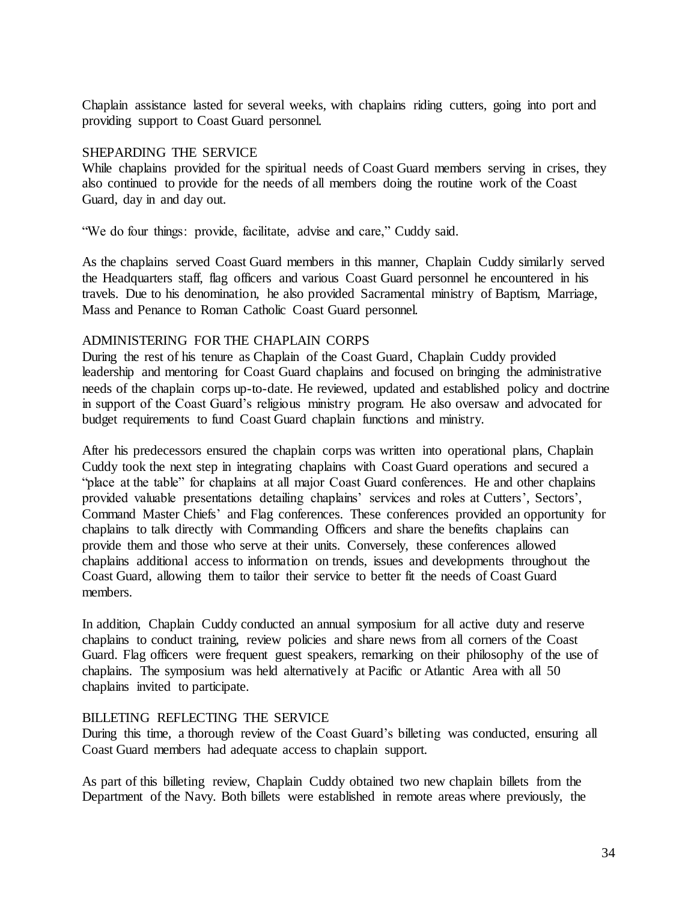Chaplain assistance lasted for several weeks, with chaplains riding cutters, going into port and providing support to Coast Guard personnel.

## SHEPARDING THE SERVICE

While chaplains provided for the spiritual needs of Coast Guard members serving in crises, they also continued to provide for the needs of all members doing the routine work of the Coast Guard, day in and day out.

"We do four things: provide, facilitate, advise and care," Cuddy said.

As the chaplains served Coast Guard members in this manner, Chaplain Cuddy similarly served the Headquarters staff, flag officers and various Coast Guard personnel he encountered in his travels. Due to his denomination, he also provided Sacramental ministry of Baptism, Marriage, Mass and Penance to Roman Catholic Coast Guard personnel.

## ADMINISTERING FOR THE CHAPLAIN CORPS

During the rest of his tenure as Chaplain of the Coast Guard, Chaplain Cuddy provided leadership and mentoring for Coast Guard chaplains and focused on bringing the administrative needs of the chaplain corps up-to-date. He reviewed, updated and established policy and doctrine in support of the Coast Guard's religious ministry program. He also oversaw and advocated for budget requirements to fund Coast Guard chaplain functions and ministry.

After his predecessors ensured the chaplain corps was written into operational plans, Chaplain Cuddy took the next step in integrating chaplains with Coast Guard operations and secured a "place at the table" for chaplains at all major Coast Guard conferences. He and other chaplains provided valuable presentations detailing chaplains' services and roles at Cutters', Sectors', Command Master Chiefs' and Flag conferences. These conferences provided an opportunity for chaplains to talk directly with Commanding Officers and share the benefits chaplains can provide them and those who serve at their units. Conversely, these conferences allowed chaplains additional access to information on trends, issues and developments throughout the Coast Guard, allowing them to tailor their service to better fit the needs of Coast Guard members.

In addition, Chaplain Cuddy conducted an annual symposium for all active duty and reserve chaplains to conduct training, review policies and share news from all corners of the Coast Guard. Flag officers were frequent guest speakers, remarking on their philosophy of the use of chaplains. The symposium was held alternatively at Pacific or Atlantic Area with all 50 chaplains invited to participate.

## BILLETING REFLECTING THE SERVICE

During this time, a thorough review of the Coast Guard's billeting was conducted, ensuring all Coast Guard members had adequate access to chaplain support.

As part of this billeting review, Chaplain Cuddy obtained two new chaplain billets from the Department of the Navy. Both billets were established in remote areas where previously, the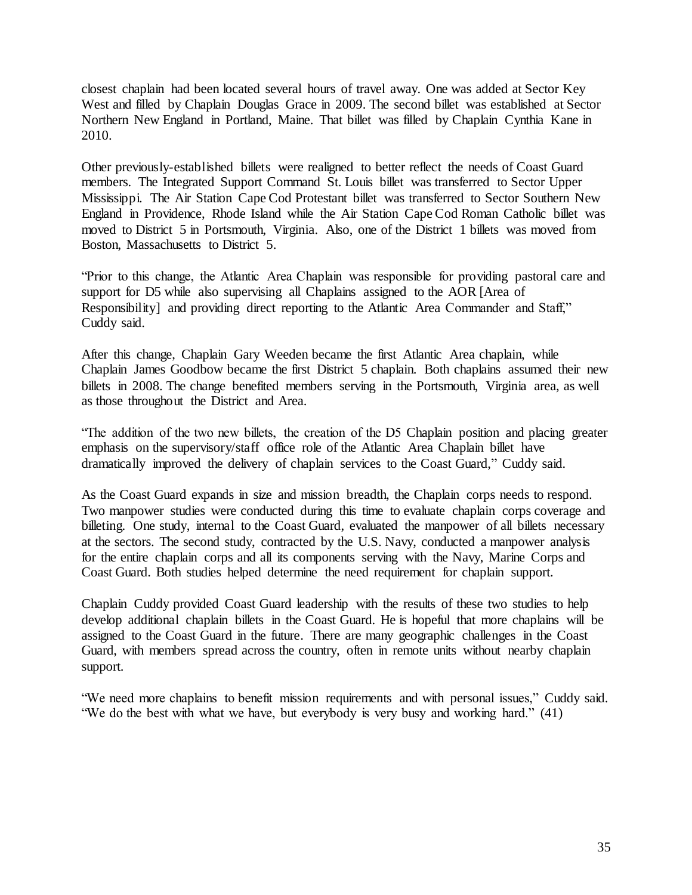closest chaplain had been located several hours of travel away. One was added at Sector Key West and filled by Chaplain Douglas Grace in 2009. The second billet was established at Sector Northern New England in Portland, Maine. That billet was filled by Chaplain Cynthia Kane in 2010.

Other previously-established billets were realigned to better reflect the needs of Coast Guard members. The Integrated Support Command St. Louis billet was transferred to Sector Upper Mississippi. The Air Station Cape Cod Protestant billet was transferred to Sector Southern New England in Providence, Rhode Island while the Air Station Cape Cod Roman Catholic billet was moved to District 5 in Portsmouth, Virginia. Also, one of the District 1 billets was moved from Boston, Massachusetts to District 5.

"Prior to this change, the Atlantic Area Chaplain was responsible for providing pastoral care and support for D5 while also supervising all Chaplains assigned to the AOR [Area of Responsibility] and providing direct reporting to the Atlantic Area Commander and Staff," Cuddy said.

After this change, Chaplain Gary Weeden became the first Atlantic Area chaplain, while Chaplain James Goodbow became the first District 5 chaplain. Both chaplains assumed their new billets in 2008. The change benefited members serving in the Portsmouth, Virginia area, as well as those throughout the District and Area.

"The addition of the two new billets, the creation of the D5 Chaplain position and placing greater emphasis on the supervisory/staff office role of the Atlantic Area Chaplain billet have dramatically improved the delivery of chaplain services to the Coast Guard," Cuddy said.

As the Coast Guard expands in size and mission breadth, the Chaplain corps needs to respond. Two manpower studies were conducted during this time to evaluate chaplain corps coverage and billeting. One study, internal to the Coast Guard, evaluated the manpower of all billets necessary at the sectors. The second study, contracted by the U.S. Navy, conducted a manpower analysis for the entire chaplain corps and all its components serving with the Navy, Marine Corps and Coast Guard. Both studies helped determine the need requirement for chaplain support.

Chaplain Cuddy provided Coast Guard leadership with the results of these two studies to help develop additional chaplain billets in the Coast Guard. He is hopeful that more chaplains will be assigned to the Coast Guard in the future. There are many geographic challenges in the Coast Guard, with members spread across the country, often in remote units without nearby chaplain support.

"We need more chaplains to benefit mission requirements and with personal issues," Cuddy said. "We do the best with what we have, but everybody is very busy and working hard." (41)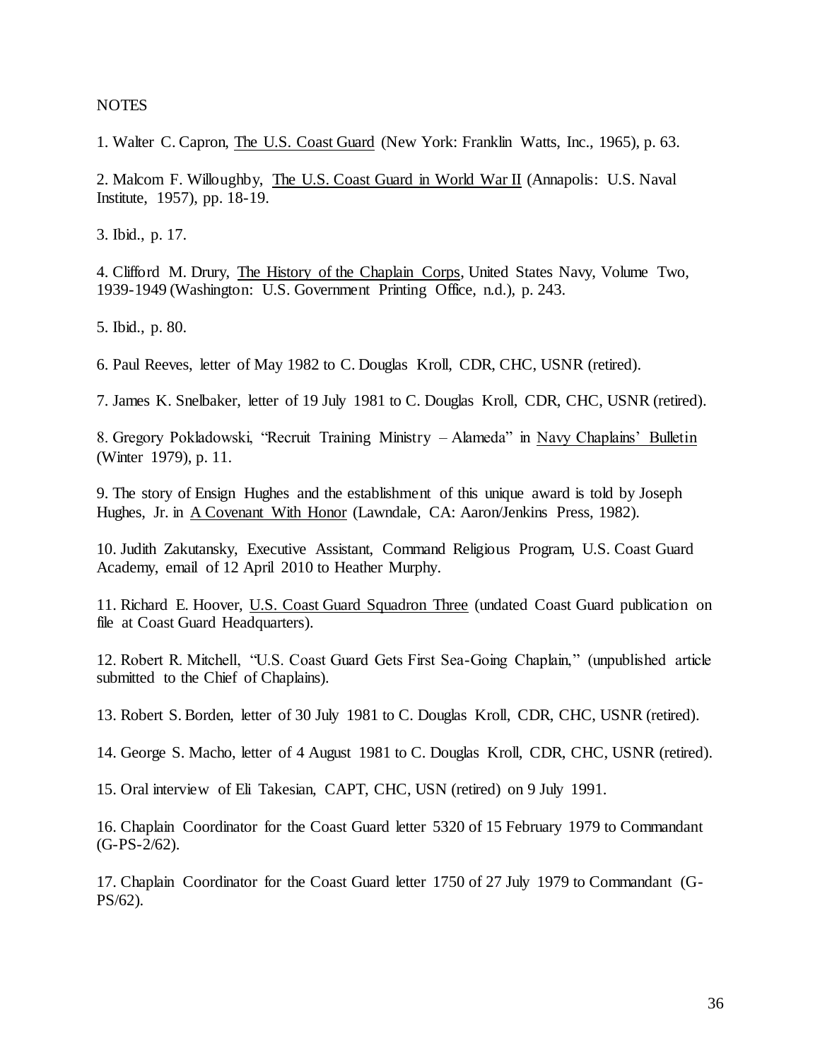NOTES

1. Walter C. Capron, The U.S. Coast Guard (New York: Franklin Watts, Inc., 1965), p. 63.

2. Malcom F. Willoughby, The U.S. Coast Guard in World War II (Annapolis: U.S. Naval Institute, 1957), pp. 18-19.

3. Ibid., p. 17.

4. Clifford M. Drury, The History of the Chaplain Corps, United States Navy, Volume Two, 1939-1949 (Washington: U.S. Government Printing Office, n.d.), p. 243.

5. Ibid., p. 80.

6. Paul Reeves, letter of May 1982 to C. Douglas Kroll, CDR, CHC, USNR (retired).

7. James K. Snelbaker, letter of 19 July 1981 to C. Douglas Kroll, CDR, CHC, USNR (retired).

8. Gregory Pokladowski, "Recruit Training Ministry – Alameda" in Navy Chaplains' Bulletin (Winter 1979), p. 11.

9. The story of Ensign Hughes and the establishment of this unique award is told by Joseph Hughes, Jr. in A Covenant With Honor (Lawndale, CA: Aaron/Jenkins Press, 1982).

10. Judith Zakutansky, Executive Assistant, Command Religious Program, U.S. Coast Guard Academy, email of 12 April 2010 to Heather Murphy.

11. Richard E. Hoover, U.S. Coast Guard Squadron Three (undated Coast Guard publication on file at Coast Guard Headquarters).

12. Robert R. Mitchell, "U.S. Coast Guard Gets First Sea-Going Chaplain," (unpublished article submitted to the Chief of Chaplains).

13. Robert S. Borden, letter of 30 July 1981 to C. Douglas Kroll, CDR, CHC, USNR (retired).

14. George S. Macho, letter of 4 August 1981 to C. Douglas Kroll, CDR, CHC, USNR (retired).

15. Oral interview of Eli Takesian, CAPT, CHC, USN (retired) on 9 July 1991.

16. Chaplain Coordinator for the Coast Guard letter 5320 of 15 February 1979 to Commandant (G-PS-2/62).

17. Chaplain Coordinator for the Coast Guard letter 1750 of 27 July 1979 to Commandant (G-PS/62).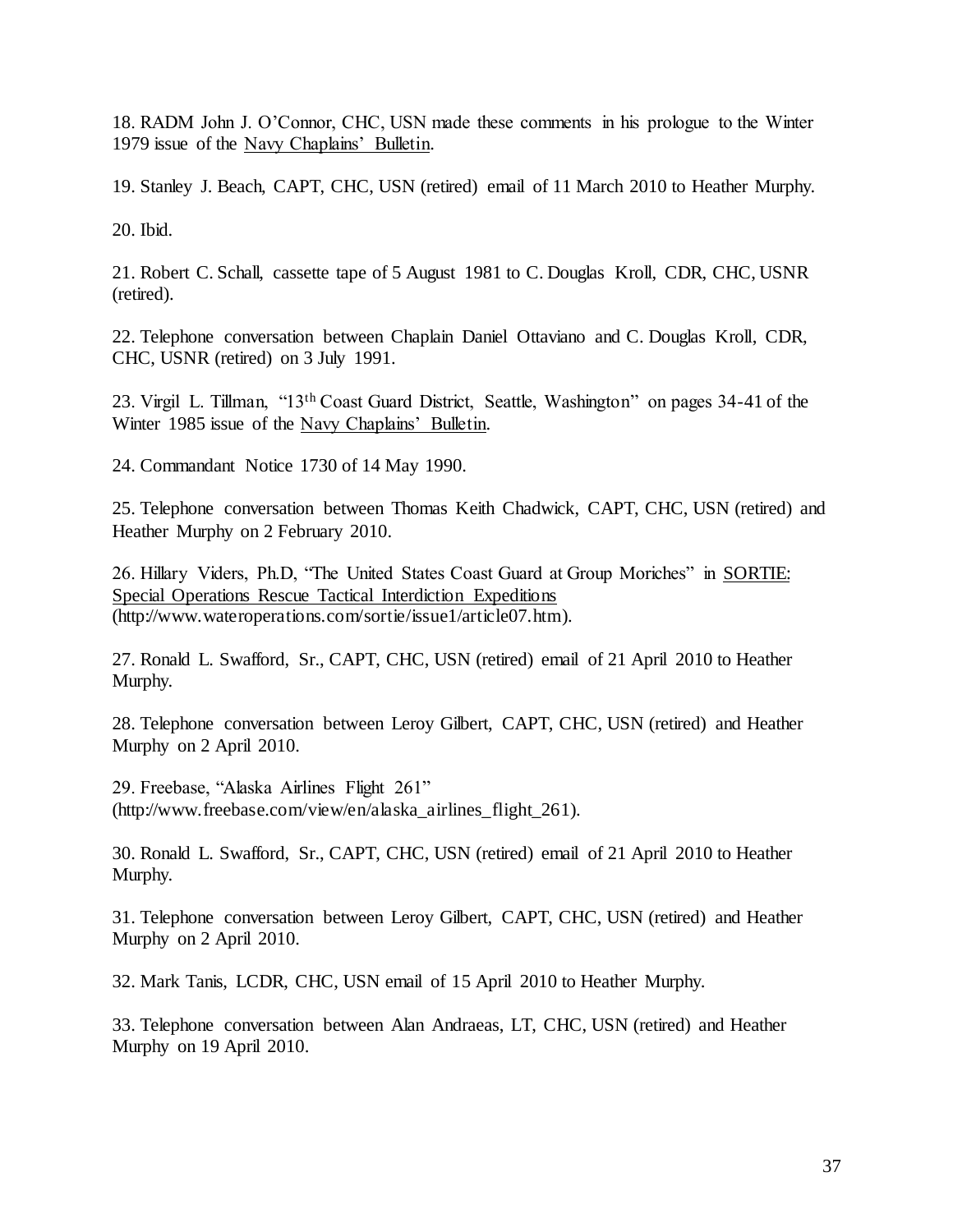18. RADM John J. O'Connor, CHC, USN made these comments in his prologue to the Winter 1979 issue of the Navy Chaplains' Bulletin.

19. Stanley J. Beach, CAPT, CHC, USN (retired) email of 11 March 2010 to Heather Murphy.

20. Ibid.

21. Robert C. Schall, cassette tape of 5 August 1981 to C. Douglas Kroll, CDR, CHC, USNR (retired).

22. Telephone conversation between Chaplain Daniel Ottaviano and C. Douglas Kroll, CDR, CHC, USNR (retired) on 3 July 1991.

23. Virgil L. Tillman, "13th Coast Guard District, Seattle, Washington" on pages 34-41 of the Winter 1985 issue of the Navy Chaplains' Bulletin.

24. Commandant Notice 1730 of 14 May 1990.

25. Telephone conversation between Thomas Keith Chadwick, CAPT, CHC, USN (retired) and Heather Murphy on 2 February 2010.

26. Hillary Viders, Ph.D, "The United States Coast Guard at Group Moriches" in SORTIE: Special Operations Rescue Tactical Interdiction Expeditions (http://www.wateroperations.com/sortie/issue1/article07.htm).

27. Ronald L. Swafford, Sr., CAPT, CHC, USN (retired) email of 21 April 2010 to Heather Murphy.

28. Telephone conversation between Leroy Gilbert, CAPT, CHC, USN (retired) and Heather Murphy on 2 April 2010.

29. Freebase, "Alaska Airlines Flight 261" (http://www.freebase.com/view/en/alaska_airlines_flight_261).

30. Ronald L. Swafford, Sr., CAPT, CHC, USN (retired) email of 21 April 2010 to Heather Murphy.

31. Telephone conversation between Leroy Gilbert, CAPT, CHC, USN (retired) and Heather Murphy on 2 April 2010.

32. Mark Tanis, LCDR, CHC, USN email of 15 April 2010 to Heather Murphy.

33. Telephone conversation between Alan Andraeas, LT, CHC, USN (retired) and Heather Murphy on 19 April 2010.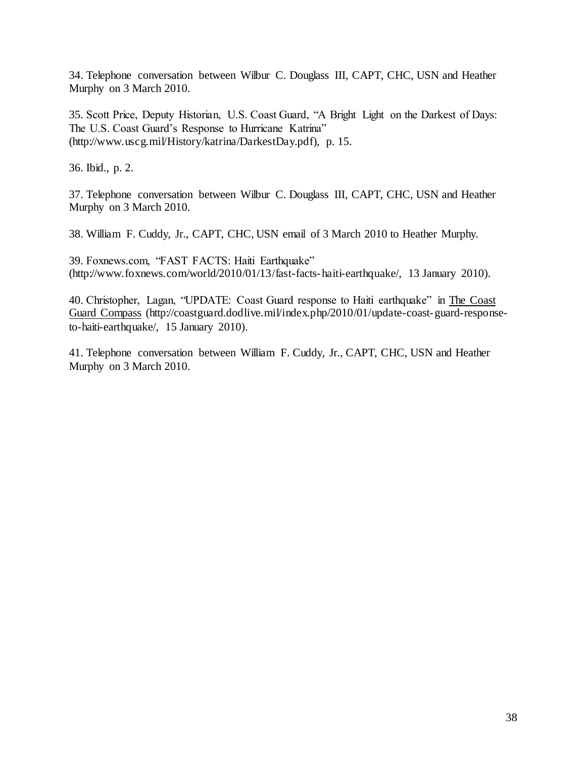34. Telephone conversation between Wilbur C. Douglass III, CAPT, CHC, USN and Heather Murphy on 3 March 2010.

35. Scott Price, Deputy Historian, U.S. Coast Guard, "A Bright Light on the Darkest of Days: The U.S. Coast Guard's Response to Hurricane Katrina" (http://www.uscg.mil/History/katrina/DarkestDay.pdf), p. 15.

36. Ibid., p. 2.

37. Telephone conversation between Wilbur C. Douglass III, CAPT, CHC, USN and Heather Murphy on 3 March 2010.

38. William F. Cuddy, Jr., CAPT, CHC, USN email of 3 March 2010 to Heather Murphy.

39. Foxnews.com, "FAST FACTS: Haiti Earthquake" (http://www.foxnews.com/world/2010/01/13/fast-facts-haiti-earthquake/, 13 January 2010).

40. Christopher, Lagan, "UPDATE: Coast Guard response to Haiti earthquake" in The Coast Guard Compass (http://coastguard.dodlive.mil/index.php/2010/01/update-coast-guard-response-to-haiti-earthquake/, 15 January 2010).

41. Telephone conversation between William F. Cuddy, Jr., CAPT, CHC, USN and Heather Murphy on 3 March 2010.